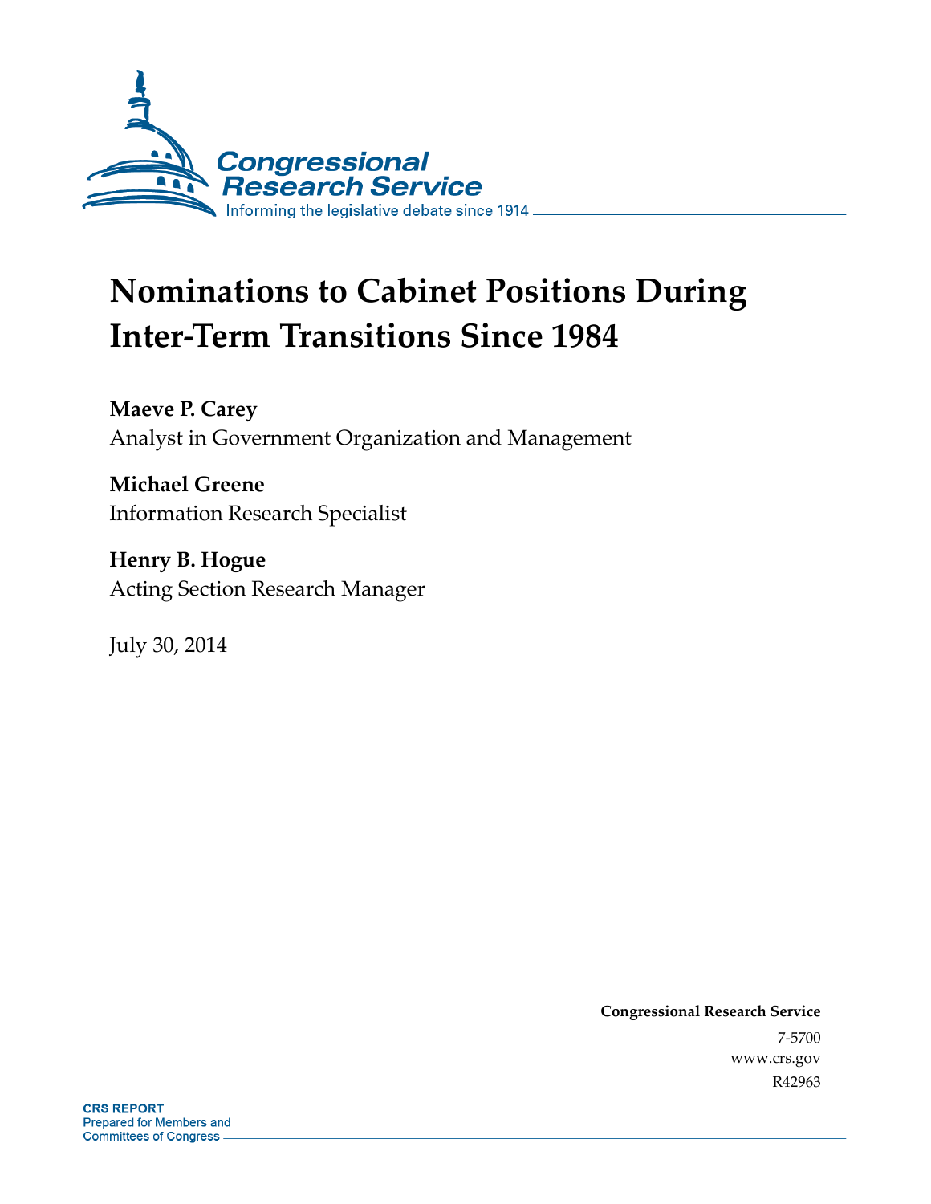Congressional Research Service

Informing the legislative debate since 1914

# Nominations to Cabinet Positions During Inter-Term Transitions Since 1984

**Maeve P. Carey**
Analyst in Government Organization and Management

**Michael Greene**
Information Research Specialist

**Henry B. Hogue**
Acting Section Research Manager

July 30, 2014

**Congressional Research Service**
7-5700
www.crs.gov
R42963

**CRS REPORT**
Prepared for Members and
Committees of Congress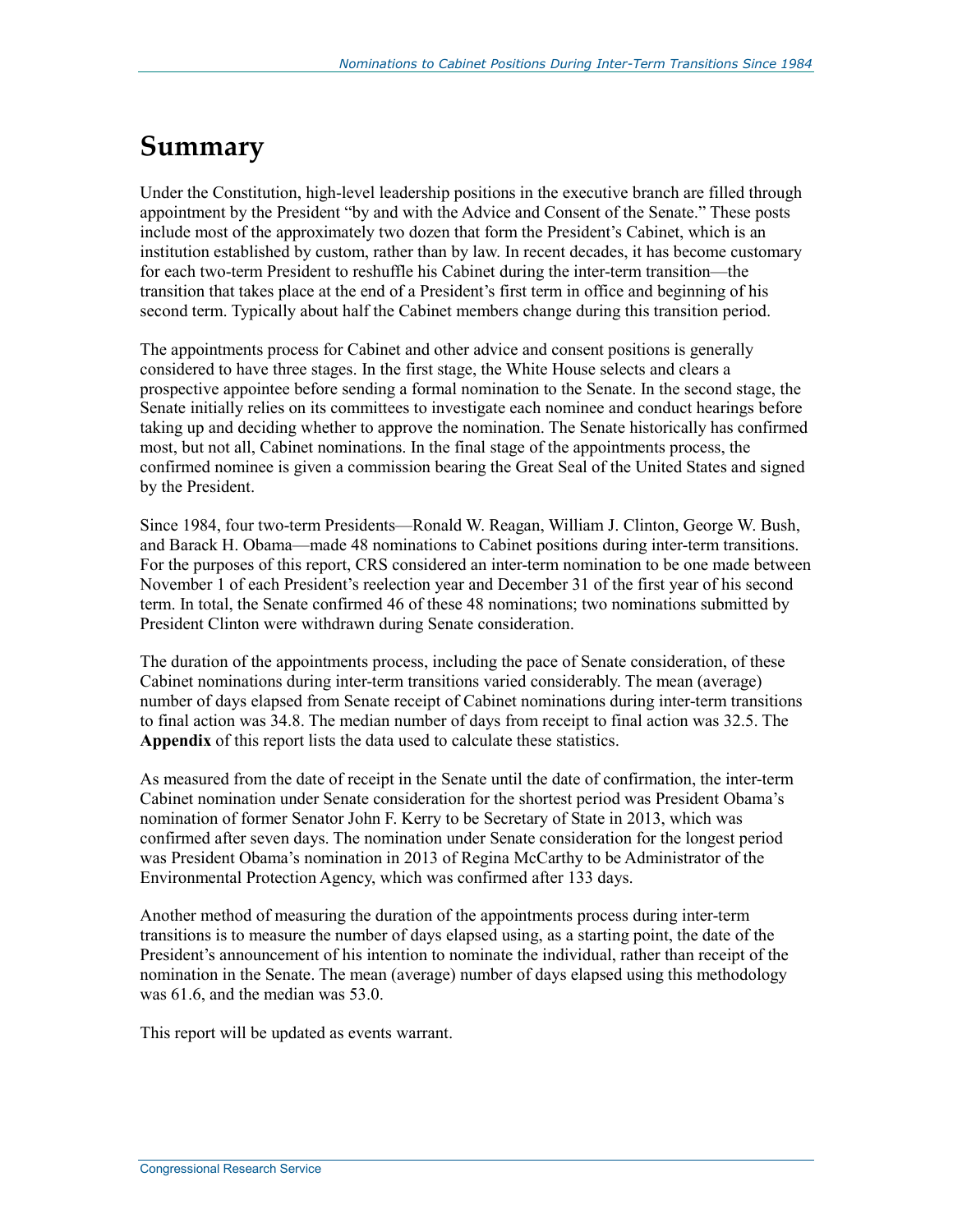# Summary

Under the Constitution, high-level leadership positions in the executive branch are filled through appointment by the President "by and with the Advice and Consent of the Senate." These posts include most of the approximately two dozen that form the President's Cabinet, which is an institution established by custom, rather than by law. In recent decades, it has become customary for each two-term President to reshuffle his Cabinet during the inter-term transition—the transition that takes place at the end of a President's first term in office and beginning of his second term. Typically about half the Cabinet members change during this transition period.

The appointments process for Cabinet and other advice and consent positions is generally considered to have three stages. In the first stage, the White House selects and clears a prospective appointee before sending a formal nomination to the Senate. In the second stage, the Senate initially relies on its committees to investigate each nominee and conduct hearings before taking up and deciding whether to approve the nomination. The Senate historically has confirmed most, but not all, Cabinet nominations. In the final stage of the appointments process, the confirmed nominee is given a commission bearing the Great Seal of the United States and signed by the President.

Since 1984, four two-term Presidents—Ronald W. Reagan, William J. Clinton, George W. Bush, and Barack H. Obama—made 48 nominations to Cabinet positions during inter-term transitions. For the purposes of this report, CRS considered an inter-term nomination to be one made between November 1 of each President's reelection year and December 31 of the first year of his second term. In total, the Senate confirmed 46 of these 48 nominations; two nominations submitted by President Clinton were withdrawn during Senate consideration.

The duration of the appointments process, including the pace of Senate consideration, of these Cabinet nominations during inter-term transitions varied considerably. The mean (average) number of days elapsed from Senate receipt of Cabinet nominations during inter-term transitions to final action was 34.8. The median number of days from receipt to final action was 32.5. The **Appendix** of this report lists the data used to calculate these statistics.

As measured from the date of receipt in the Senate until the date of confirmation, the inter-term Cabinet nomination under Senate consideration for the shortest period was President Obama's nomination of former Senator John F. Kerry to be Secretary of State in 2013, which was confirmed after seven days. The nomination under Senate consideration for the longest period was President Obama's nomination in 2013 of Regina McCarthy to be Administrator of the Environmental Protection Agency, which was confirmed after 133 days.

Another method of measuring the duration of the appointments process during inter-term transitions is to measure the number of days elapsed using, as a starting point, the date of the President's announcement of his intention to nominate the individual, rather than receipt of the nomination in the Senate. The mean (average) number of days elapsed using this methodology was 61.6, and the median was 53.0.

This report will be updated as events warrant.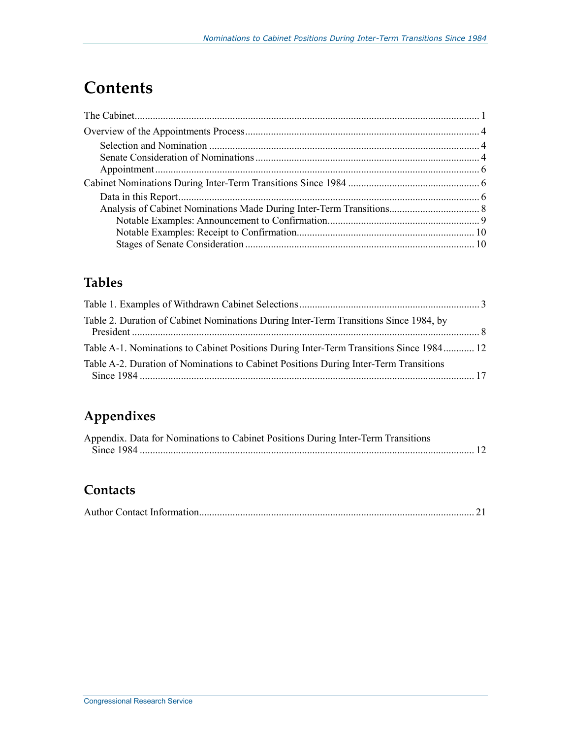# Contents

The Cabinet .................................................................................................................... 1

Overview of the Appointments Process .......................................................................... 4

- Selection and Nomination ........................................................................................ 4
- Senate Consideration of Nominations ...................................................................... 4
- Appointment ............................................................................................................. 6

Cabinet Nominations During Inter-Term Transitions Since 1984 ................................... 6

- Data in this Report .................................................................................................... 6
- Analysis of Cabinet Nominations Made During Inter-Term Transitions .................. 8
    - Notable Examples: Announcement to Confirmation ........................................... 9
    - Notable Examples: Receipt to Confirmation ...................................................... 10
    - Stages of Senate Consideration ......................................................................... 10

## Tables

Table 1. Examples of Withdrawn Cabinet Selections ..................................................... 3

Table 2. Duration of Cabinet Nominations During Inter-Term Transitions Since 1984, by President ..................................................................................................................... 8

Table A-1. Nominations to Cabinet Positions During Inter-Term Transitions Since 1984 ............ 12

Table A-2. Duration of Nominations to Cabinet Positions During Inter-Term Transitions Since 1984 ................................................................................................................ 17

## Appendixes

Appendix. Data for Nominations to Cabinet Positions During Inter-Term Transitions Since 1984 ................................................................................................................ 12

## Contacts

Author Contact Information .......................................................................................... 21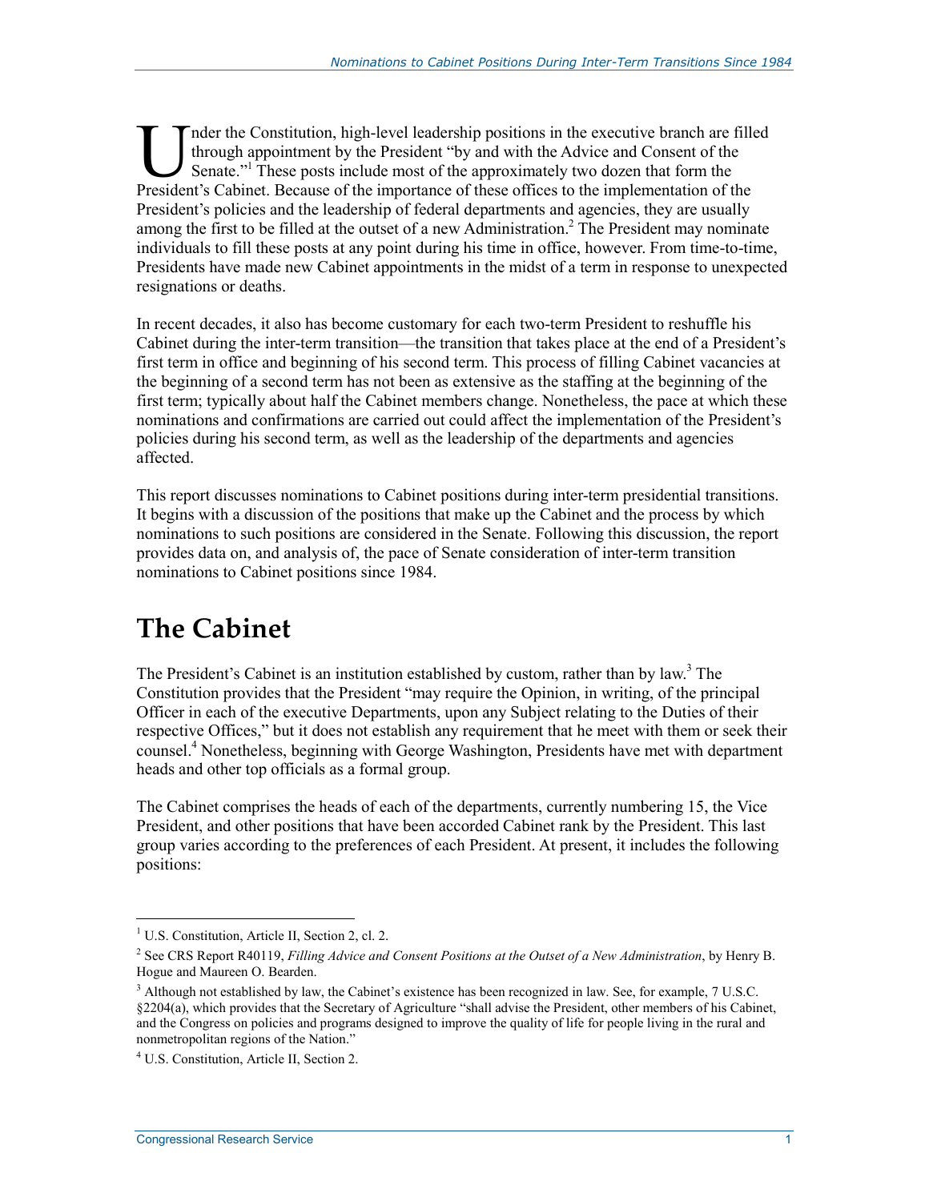Under the Constitution, high-level leadership positions in the executive branch are filled through appointment by the President "by and with the Advice and Consent of the Senate."[1] These posts include most of the approximately two dozen that form the President's Cabinet. Because of the importance of these offices to the implementation of the President's policies and the leadership of federal departments and agencies, they are usually among the first to be filled at the outset of a new Administration.[2] The President may nominate individuals to fill these posts at any point during his time in office, however. From time-to-time, Presidents have made new Cabinet appointments in the midst of a term in response to unexpected resignations or deaths.

In recent decades, it also has become customary for each two-term President to reshuffle his Cabinet during the inter-term transition—the transition that takes place at the end of a President's first term in office and beginning of his second term. This process of filling Cabinet vacancies at the beginning of a second term has not been as extensive as the staffing at the beginning of the first term; typically about half the Cabinet members change. Nonetheless, the pace at which these nominations and confirmations are carried out could affect the implementation of the President's policies during his second term, as well as the leadership of the departments and agencies affected.

This report discusses nominations to Cabinet positions during inter-term presidential transitions. It begins with a discussion of the positions that make up the Cabinet and the process by which nominations to such positions are considered in the Senate. Following this discussion, the report provides data on, and analysis of, the pace of Senate consideration of inter-term transition nominations to Cabinet positions since 1984.

# The Cabinet

The President's Cabinet is an institution established by custom, rather than by law.[3] The Constitution provides that the President "may require the Opinion, in writing, of the principal Officer in each of the executive Departments, upon any Subject relating to the Duties of their respective Offices," but it does not establish any requirement that he meet with them or seek their counsel.[4] Nonetheless, beginning with George Washington, Presidents have met with department heads and other top officials as a formal group.

The Cabinet comprises the heads of each of the departments, currently numbering 15, the Vice President, and other positions that have been accorded Cabinet rank by the President. This last group varies according to the preferences of each President. At present, it includes the following positions:

---

[1] U.S. Constitution, Article II, Section 2, cl. 2.

[2] See CRS Report R40119, *Filling Advice and Consent Positions at the Outset of a New Administration*, by Henry B. Hogue and Maureen O. Bearden.

[3] Although not established by law, the Cabinet's existence has been recognized in law. See, for example, 7 U.S.C. §2204(a), which provides that the Secretary of Agriculture "shall advise the President, other members of his Cabinet, and the Congress on policies and programs designed to improve the quality of life for people living in the rural and nonmetropolitan regions of the Nation."

[4] U.S. Constitution, Article II, Section 2.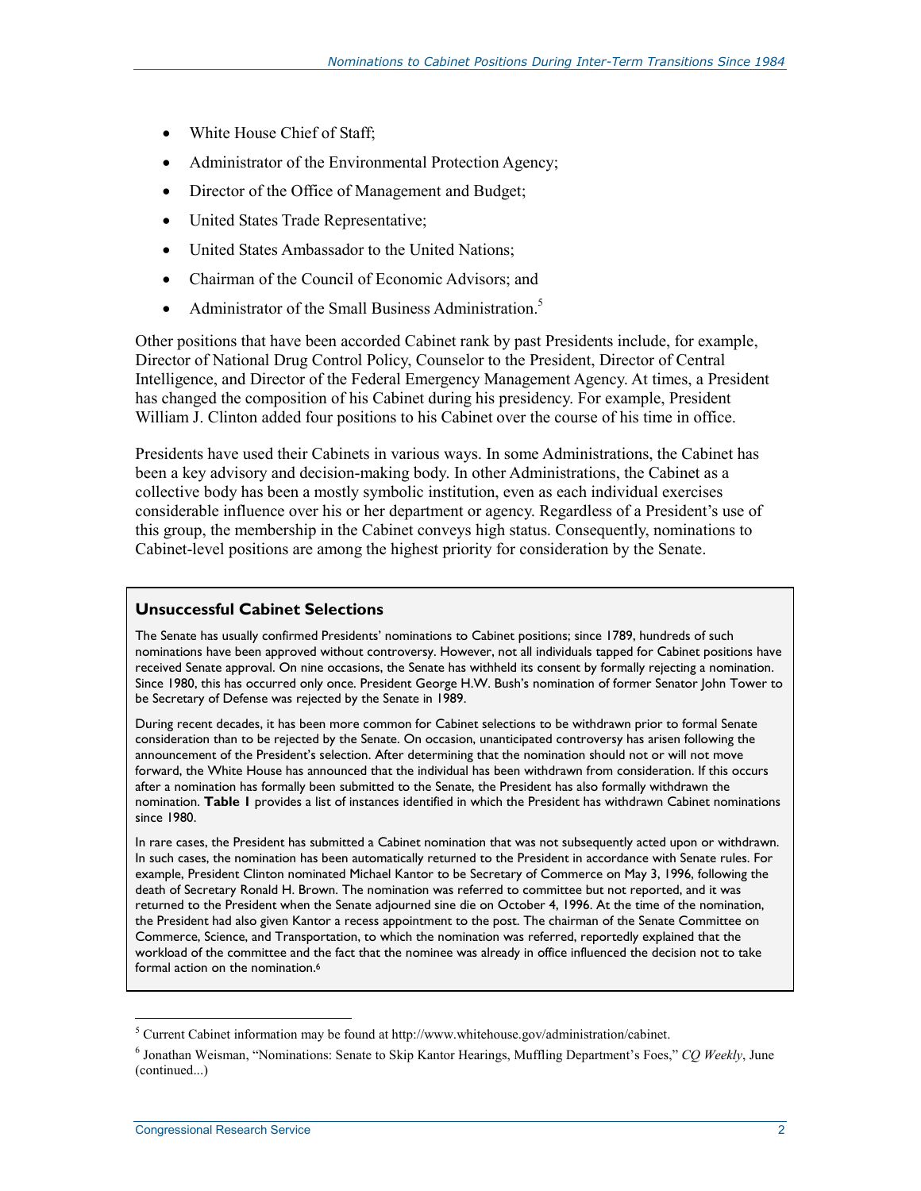- White House Chief of Staff;
- Administrator of the Environmental Protection Agency;
- Director of the Office of Management and Budget;
- United States Trade Representative;
- United States Ambassador to the United Nations;
- Chairman of the Council of Economic Advisors; and
- Administrator of the Small Business Administration.[5]

Other positions that have been accorded Cabinet rank by past Presidents include, for example, Director of National Drug Control Policy, Counselor to the President, Director of Central Intelligence, and Director of the Federal Emergency Management Agency. At times, a President has changed the composition of his Cabinet during his presidency. For example, President William J. Clinton added four positions to his Cabinet over the course of his time in office.

Presidents have used their Cabinets in various ways. In some Administrations, the Cabinet has been a key advisory and decision-making body. In other Administrations, the Cabinet as a collective body has been a mostly symbolic institution, even as each individual exercises considerable influence over his or her department or agency. Regardless of a President's use of this group, the membership in the Cabinet conveys high status. Consequently, nominations to Cabinet-level positions are among the highest priority for consideration by the Senate.

### Unsuccessful Cabinet Selections

The Senate has usually confirmed Presidents' nominations to Cabinet positions; since 1789, hundreds of such nominations have been approved without controversy. However, not all individuals tapped for Cabinet positions have received Senate approval. On nine occasions, the Senate has withheld its consent by formally rejecting a nomination. Since 1980, this has occurred only once. President George H.W. Bush's nomination of former Senator John Tower to be Secretary of Defense was rejected by the Senate in 1989.

During recent decades, it has been more common for Cabinet selections to be withdrawn prior to formal Senate consideration than to be rejected by the Senate. On occasion, unanticipated controversy has arisen following the announcement of the President's selection. After determining that the nomination should not or will not move forward, the White House has announced that the individual has been withdrawn from consideration. If this occurs after a nomination has formally been submitted to the Senate, the President has also formally withdrawn the nomination. **Table 1** provides a list of instances identified in which the President has withdrawn Cabinet nominations since 1980.

In rare cases, the President has submitted a Cabinet nomination that was not subsequently acted upon or withdrawn. In such cases, the nomination has been automatically returned to the President in accordance with Senate rules. For example, President Clinton nominated Michael Kantor to be Secretary of Commerce on May 3, 1996, following the death of Secretary Ronald H. Brown. The nomination was referred to committee but not reported, and it was returned to the President when the Senate adjourned sine die on October 4, 1996. At the time of the nomination, the President had also given Kantor a recess appointment to the post. The chairman of the Senate Committee on Commerce, Science, and Transportation, to which the nomination was referred, reportedly explained that the workload of the committee and the fact that the nominee was already in office influenced the decision not to take formal action on the nomination.[6]

---

[5] Current Cabinet information may be found at http://www.whitehouse.gov/administration/cabinet.

[6] Jonathan Weisman, "Nominations: Senate to Skip Kantor Hearings, Muffling Department's Foes," *CQ Weekly*, June (continued...)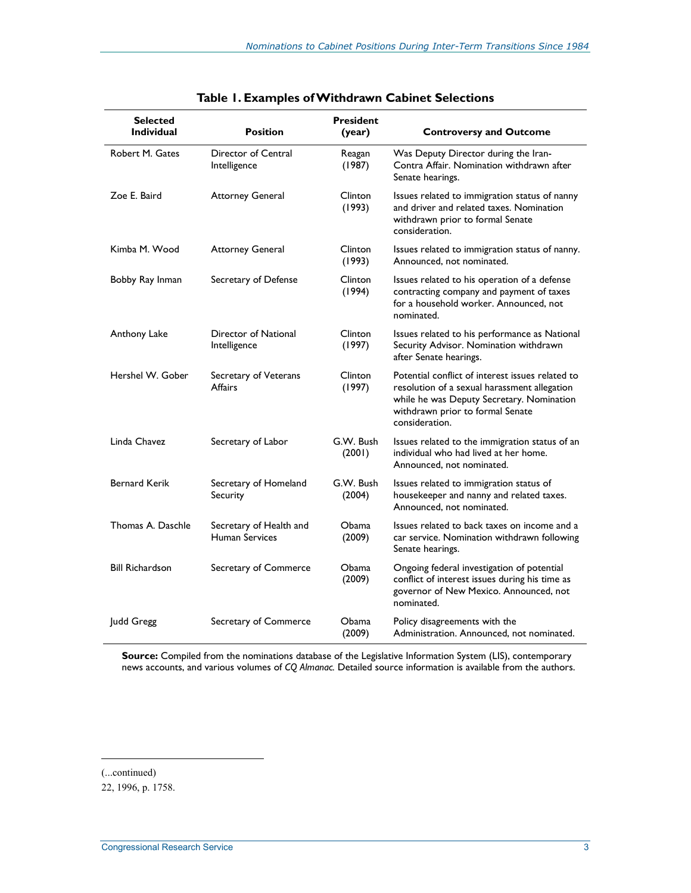**Table 1. Examples of Withdrawn Cabinet Selections**

| Selected Individual | Position | President (year) | Controversy and Outcome |
|---|---|---|---|
| Robert M. Gates | Director of Central Intelligence | Reagan (1987) | Was Deputy Director during the Iran-Contra Affair. Nomination withdrawn after Senate hearings. |
| Zoe E. Baird | Attorney General | Clinton (1993) | Issues related to immigration status of nanny and driver and related taxes. Nomination withdrawn prior to formal Senate consideration. |
| Kimba M. Wood | Attorney General | Clinton (1993) | Issues related to immigration status of nanny. Announced, not nominated. |
| Bobby Ray Inman | Secretary of Defense | Clinton (1994) | Issues related to his operation of a defense contracting company and payment of taxes for a household worker. Announced, not nominated. |
| Anthony Lake | Director of National Intelligence | Clinton (1997) | Issues related to his performance as National Security Advisor. Nomination withdrawn after Senate hearings. |
| Hershel W. Gober | Secretary of Veterans Affairs | Clinton (1997) | Potential conflict of interest issues related to resolution of a sexual harassment allegation while he was Deputy Secretary. Nomination withdrawn prior to formal Senate consideration. |
| Linda Chavez | Secretary of Labor | G.W. Bush (2001) | Issues related to the immigration status of an individual who had lived at her home. Announced, not nominated. |
| Bernard Kerik | Secretary of Homeland Security | G.W. Bush (2004) | Issues related to immigration status of housekeeper and nanny and related taxes. Announced, not nominated. |
| Thomas A. Daschle | Secretary of Health and Human Services | Obama (2009) | Issues related to back taxes on income and a car service. Nomination withdrawn following Senate hearings. |
| Bill Richardson | Secretary of Commerce | Obama (2009) | Ongoing federal investigation of potential conflict of interest issues during his time as governor of New Mexico. Announced, not nominated. |
| Judd Gregg | Secretary of Commerce | Obama (2009) | Policy disagreements with the Administration. Announced, not nominated. |

**Source:** Compiled from the nominations database of the Legislative Information System (LIS), contemporary news accounts, and various volumes of *CQ Almanac.* Detailed source information is available from the authors.

(...continued)

22, 1996, p. 1758.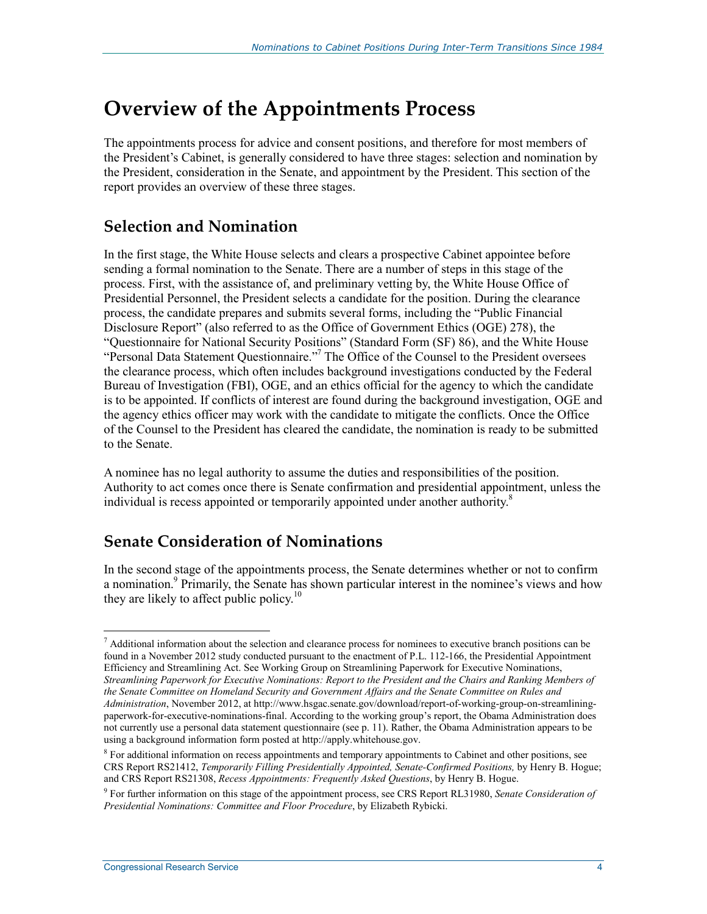# Overview of the Appointments Process

The appointments process for advice and consent positions, and therefore for most members of the President's Cabinet, is generally considered to have three stages: selection and nomination by the President, consideration in the Senate, and appointment by the President. This section of the report provides an overview of these three stages.

## Selection and Nomination

In the first stage, the White House selects and clears a prospective Cabinet appointee before sending a formal nomination to the Senate. There are a number of steps in this stage of the process. First, with the assistance of, and preliminary vetting by, the White House Office of Presidential Personnel, the President selects a candidate for the position. During the clearance process, the candidate prepares and submits several forms, including the "Public Financial Disclosure Report" (also referred to as the Office of Government Ethics (OGE) 278), the "Questionnaire for National Security Positions" (Standard Form (SF) 86), and the White House "Personal Data Statement Questionnaire."[7] The Office of the Counsel to the President oversees the clearance process, which often includes background investigations conducted by the Federal Bureau of Investigation (FBI), OGE, and an ethics official for the agency to which the candidate is to be appointed. If conflicts of interest are found during the background investigation, OGE and the agency ethics officer may work with the candidate to mitigate the conflicts. Once the Office of the Counsel to the President has cleared the candidate, the nomination is ready to be submitted to the Senate.

A nominee has no legal authority to assume the duties and responsibilities of the position. Authority to act comes once there is Senate confirmation and presidential appointment, unless the individual is recess appointed or temporarily appointed under another authority.[8]

## Senate Consideration of Nominations

In the second stage of the appointments process, the Senate determines whether or not to confirm a nomination.[9] Primarily, the Senate has shown particular interest in the nominee's views and how they are likely to affect public policy.[10]

---

[7] Additional information about the selection and clearance process for nominees to executive branch positions can be found in a November 2012 study conducted pursuant to the enactment of P.L. 112-166, the Presidential Appointment Efficiency and Streamlining Act. See Working Group on Streamlining Paperwork for Executive Nominations, *Streamlining Paperwork for Executive Nominations: Report to the President and the Chairs and Ranking Members of the Senate Committee on Homeland Security and Government Affairs and the Senate Committee on Rules and Administration*, November 2012, at http://www.hsgac.senate.gov/download/report-of-working-group-on-streamlining-paperwork-for-executive-nominations-final. According to the working group's report, the Obama Administration does not currently use a personal data statement questionnaire (see p. 11). Rather, the Obama Administration appears to be using a background information form posted at http://apply.whitehouse.gov.

[8] For additional information on recess appointments and temporary appointments to Cabinet and other positions, see CRS Report RS21412, *Temporarily Filling Presidentially Appointed, Senate-Confirmed Positions,* by Henry B. Hogue; and CRS Report RS21308, *Recess Appointments: Frequently Asked Questions*, by Henry B. Hogue.

[9] For further information on this stage of the appointment process, see CRS Report RL31980, *Senate Consideration of Presidential Nominations: Committee and Floor Procedure*, by Elizabeth Rybicki.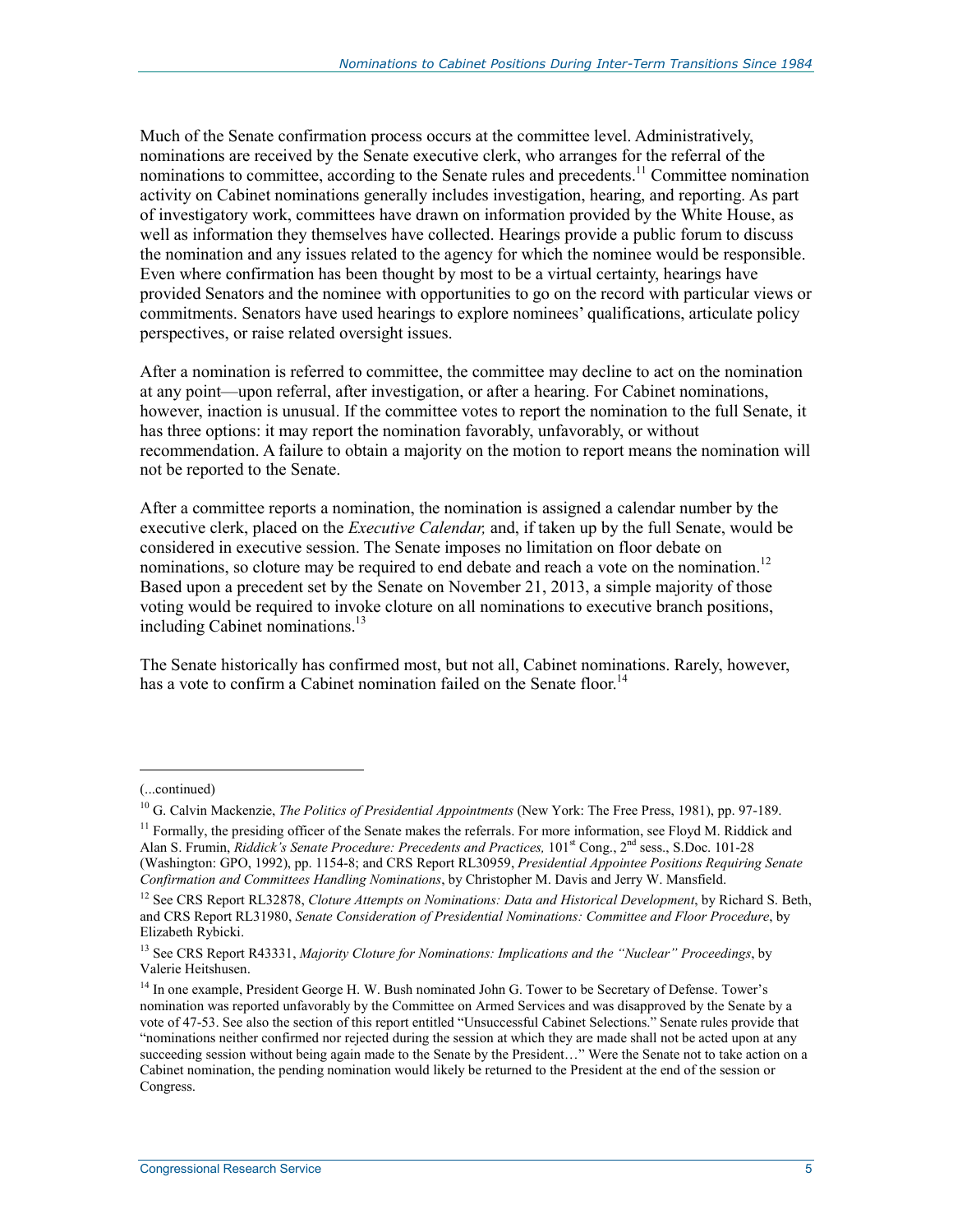Much of the Senate confirmation process occurs at the committee level. Administratively, nominations are received by the Senate executive clerk, who arranges for the referral of the nominations to committee, according to the Senate rules and precedents.[11] Committee nomination activity on Cabinet nominations generally includes investigation, hearing, and reporting. As part of investigatory work, committees have drawn on information provided by the White House, as well as information they themselves have collected. Hearings provide a public forum to discuss the nomination and any issues related to the agency for which the nominee would be responsible. Even where confirmation has been thought by most to be a virtual certainty, hearings have provided Senators and the nominee with opportunities to go on the record with particular views or commitments. Senators have used hearings to explore nominees' qualifications, articulate policy perspectives, or raise related oversight issues.

After a nomination is referred to committee, the committee may decline to act on the nomination at any point—upon referral, after investigation, or after a hearing. For Cabinet nominations, however, inaction is unusual. If the committee votes to report the nomination to the full Senate, it has three options: it may report the nomination favorably, unfavorably, or without recommendation. A failure to obtain a majority on the motion to report means the nomination will not be reported to the Senate.

After a committee reports a nomination, the nomination is assigned a calendar number by the executive clerk, placed on the *Executive Calendar,* and, if taken up by the full Senate, would be considered in executive session. The Senate imposes no limitation on floor debate on nominations, so cloture may be required to end debate and reach a vote on the nomination.[12] Based upon a precedent set by the Senate on November 21, 2013, a simple majority of those voting would be required to invoke cloture on all nominations to executive branch positions, including Cabinet nominations.[13]

The Senate historically has confirmed most, but not all, Cabinet nominations. Rarely, however, has a vote to confirm a Cabinet nomination failed on the Senate floor.[14]

---

(...continued)

[10] G. Calvin Mackenzie, *The Politics of Presidential Appointments* (New York: The Free Press, 1981), pp. 97-189.

[11] Formally, the presiding officer of the Senate makes the referrals. For more information, see Floyd M. Riddick and Alan S. Frumin, *Riddick's Senate Procedure: Precedents and Practices,* 101st Cong., 2nd sess., S.Doc. 101-28 (Washington: GPO, 1992), pp. 1154-8; and CRS Report RL30959, *Presidential Appointee Positions Requiring Senate Confirmation and Committees Handling Nominations*, by Christopher M. Davis and Jerry W. Mansfield.

[12] See CRS Report RL32878, *Cloture Attempts on Nominations: Data and Historical Development*, by Richard S. Beth, and CRS Report RL31980, *Senate Consideration of Presidential Nominations: Committee and Floor Procedure*, by Elizabeth Rybicki.

[13] See CRS Report R43331, *Majority Cloture for Nominations: Implications and the "Nuclear" Proceedings*, by Valerie Heitshusen.

[14] In one example, President George H. W. Bush nominated John G. Tower to be Secretary of Defense. Tower's nomination was reported unfavorably by the Committee on Armed Services and was disapproved by the Senate by a vote of 47-53. See also the section of this report entitled "Unsuccessful Cabinet Selections." Senate rules provide that "nominations neither confirmed nor rejected during the session at which they are made shall not be acted upon at any succeeding session without being again made to the Senate by the President…" Were the Senate not to take action on a Cabinet nomination, the pending nomination would likely be returned to the President at the end of the session or Congress.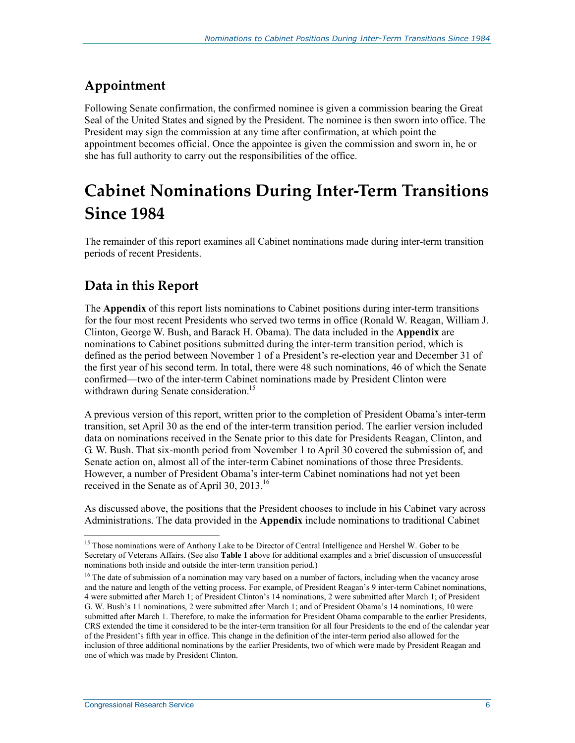## Appointment

Following Senate confirmation, the confirmed nominee is given a commission bearing the Great Seal of the United States and signed by the President. The nominee is then sworn into office. The President may sign the commission at any time after confirmation, at which point the appointment becomes official. Once the appointee is given the commission and sworn in, he or she has full authority to carry out the responsibilities of the office.

# Cabinet Nominations During Inter-Term Transitions Since 1984

The remainder of this report examines all Cabinet nominations made during inter-term transition periods of recent Presidents.

## Data in this Report

The **Appendix** of this report lists nominations to Cabinet positions during inter-term transitions for the four most recent Presidents who served two terms in office (Ronald W. Reagan, William J. Clinton, George W. Bush, and Barack H. Obama). The data included in the **Appendix** are nominations to Cabinet positions submitted during the inter-term transition period, which is defined as the period between November 1 of a President's re-election year and December 31 of the first year of his second term. In total, there were 48 such nominations, 46 of which the Senate confirmed—two of the inter-term Cabinet nominations made by President Clinton were withdrawn during Senate consideration.[15]

A previous version of this report, written prior to the completion of President Obama's inter-term transition, set April 30 as the end of the inter-term transition period. The earlier version included data on nominations received in the Senate prior to this date for Presidents Reagan, Clinton, and G. W. Bush. That six-month period from November 1 to April 30 covered the submission of, and Senate action on, almost all of the inter-term Cabinet nominations of those three Presidents. However, a number of President Obama's inter-term Cabinet nominations had not yet been received in the Senate as of April 30, 2013.[16]

As discussed above, the positions that the President chooses to include in his Cabinet vary across Administrations. The data provided in the **Appendix** include nominations to traditional Cabinet

[15] Those nominations were of Anthony Lake to be Director of Central Intelligence and Hershel W. Gober to be Secretary of Veterans Affairs. (See also **Table 1** above for additional examples and a brief discussion of unsuccessful nominations both inside and outside the inter-term transition period.)

[16] The date of submission of a nomination may vary based on a number of factors, including when the vacancy arose and the nature and length of the vetting process. For example, of President Reagan's 9 inter-term Cabinet nominations, 4 were submitted after March 1; of President Clinton's 14 nominations, 2 were submitted after March 1; of President G. W. Bush's 11 nominations, 2 were submitted after March 1; and of President Obama's 14 nominations, 10 were submitted after March 1. Therefore, to make the information for President Obama comparable to the earlier Presidents, CRS extended the time it considered to be the inter-term transition for all four Presidents to the end of the calendar year of the President's fifth year in office. This change in the definition of the inter-term period also allowed for the inclusion of three additional nominations by the earlier Presidents, two of which were made by President Reagan and one of which was made by President Clinton.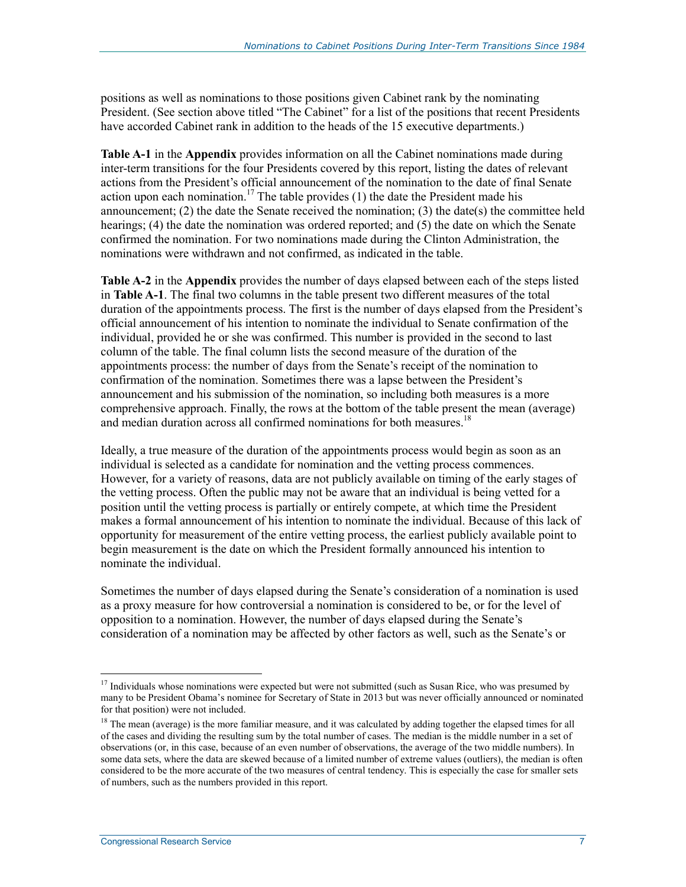positions as well as nominations to those positions given Cabinet rank by the nominating President. (See section above titled "The Cabinet" for a list of the positions that recent Presidents have accorded Cabinet rank in addition to the heads of the 15 executive departments.)

**Table A-1** in the **Appendix** provides information on all the Cabinet nominations made during inter-term transitions for the four Presidents covered by this report, listing the dates of relevant actions from the President's official announcement of the nomination to the date of final Senate action upon each nomination.[17] The table provides (1) the date the President made his announcement; (2) the date the Senate received the nomination; (3) the date(s) the committee held hearings; (4) the date the nomination was ordered reported; and (5) the date on which the Senate confirmed the nomination. For two nominations made during the Clinton Administration, the nominations were withdrawn and not confirmed, as indicated in the table.

**Table A-2** in the **Appendix** provides the number of days elapsed between each of the steps listed in **Table A-1**. The final two columns in the table present two different measures of the total duration of the appointments process. The first is the number of days elapsed from the President's official announcement of his intention to nominate the individual to Senate confirmation of the individual, provided he or she was confirmed. This number is provided in the second to last column of the table. The final column lists the second measure of the duration of the appointments process: the number of days from the Senate's receipt of the nomination to confirmation of the nomination. Sometimes there was a lapse between the President's announcement and his submission of the nomination, so including both measures is a more comprehensive approach. Finally, the rows at the bottom of the table present the mean (average) and median duration across all confirmed nominations for both measures.[18]

Ideally, a true measure of the duration of the appointments process would begin as soon as an individual is selected as a candidate for nomination and the vetting process commences. However, for a variety of reasons, data are not publicly available on timing of the early stages of the vetting process. Often the public may not be aware that an individual is being vetted for a position until the vetting process is partially or entirely compete, at which time the President makes a formal announcement of his intention to nominate the individual. Because of this lack of opportunity for measurement of the entire vetting process, the earliest publicly available point to begin measurement is the date on which the President formally announced his intention to nominate the individual.

Sometimes the number of days elapsed during the Senate's consideration of a nomination is used as a proxy measure for how controversial a nomination is considered to be, or for the level of opposition to a nomination. However, the number of days elapsed during the Senate's consideration of a nomination may be affected by other factors as well, such as the Senate's or

---

[17] Individuals whose nominations were expected but were not submitted (such as Susan Rice, who was presumed by many to be President Obama's nominee for Secretary of State in 2013 but was never officially announced or nominated for that position) were not included.

[18] The mean (average) is the more familiar measure, and it was calculated by adding together the elapsed times for all of the cases and dividing the resulting sum by the total number of cases. The median is the middle number in a set of observations (or, in this case, because of an even number of observations, the average of the two middle numbers). In some data sets, where the data are skewed because of a limited number of extreme values (outliers), the median is often considered to be the more accurate of the two measures of central tendency. This is especially the case for smaller sets of numbers, such as the numbers provided in this report.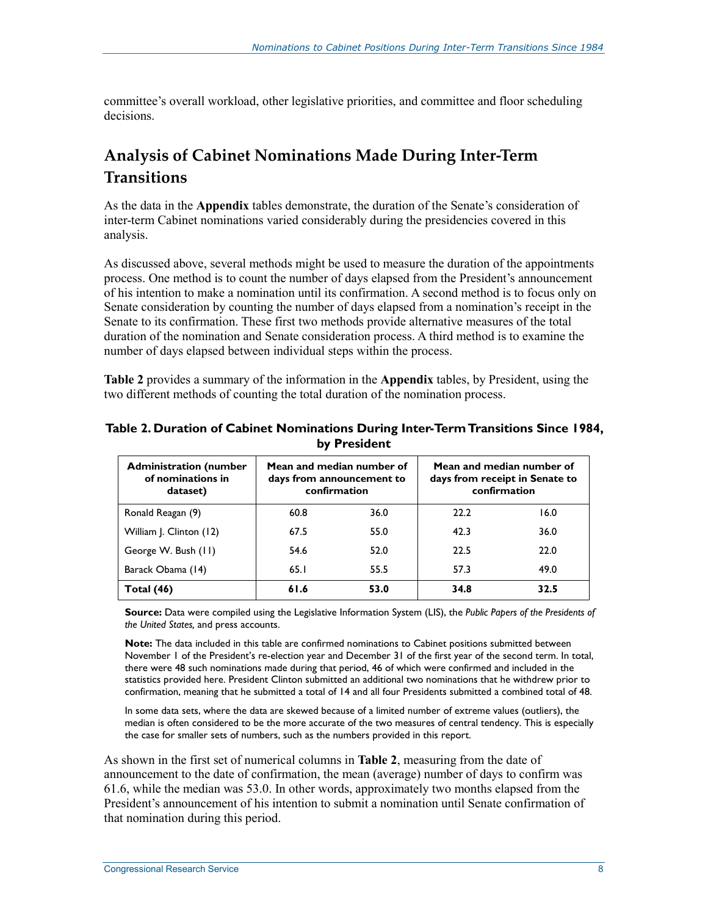committee's overall workload, other legislative priorities, and committee and floor scheduling decisions.

## Analysis of Cabinet Nominations Made During Inter-Term Transitions

As the data in the **Appendix** tables demonstrate, the duration of the Senate's consideration of inter-term Cabinet nominations varied considerably during the presidencies covered in this analysis.

As discussed above, several methods might be used to measure the duration of the appointments process. One method is to count the number of days elapsed from the President's announcement of his intention to make a nomination until its confirmation. A second method is to focus only on Senate consideration by counting the number of days elapsed from a nomination's receipt in the Senate to its confirmation. These first two methods provide alternative measures of the total duration of the nomination and Senate consideration process. A third method is to examine the number of days elapsed between individual steps within the process.

**Table 2** provides a summary of the information in the **Appendix** tables, by President, using the two different methods of counting the total duration of the nomination process.

**Table 2. Duration of Cabinet Nominations During Inter-Term Transitions Since 1984, by President**

| Administration (number of nominations in dataset) | Mean and median number of days from announcement to confirmation | | Mean and median number of days from receipt in Senate to confirmation | |
|---|---|---|---|---|
| Ronald Reagan (9) | 60.8 | 36.0 | 22.2 | 16.0 |
| William J. Clinton (12) | 67.5 | 55.0 | 42.3 | 36.0 |
| George W. Bush (11) | 54.6 | 52.0 | 22.5 | 22.0 |
| Barack Obama (14) | 65.1 | 55.5 | 57.3 | 49.0 |
| **Total (46)** | **61.6** | **53.0** | **34.8** | **32.5** |

**Source:** Data were compiled using the Legislative Information System (LIS), the *Public Papers of the Presidents of the United States,* and press accounts.

**Note:** The data included in this table are confirmed nominations to Cabinet positions submitted between November 1 of the President's re-election year and December 31 of the first year of the second term. In total, there were 48 such nominations made during that period, 46 of which were confirmed and included in the statistics provided here. President Clinton submitted an additional two nominations that he withdrew prior to confirmation, meaning that he submitted a total of 14 and all four Presidents submitted a combined total of 48.

In some data sets, where the data are skewed because of a limited number of extreme values (outliers), the median is often considered to be the more accurate of the two measures of central tendency. This is especially the case for smaller sets of numbers, such as the numbers provided in this report.

As shown in the first set of numerical columns in **Table 2**, measuring from the date of announcement to the date of confirmation, the mean (average) number of days to confirm was 61.6, while the median was 53.0. In other words, approximately two months elapsed from the President's announcement of his intention to submit a nomination until Senate confirmation of that nomination during this period.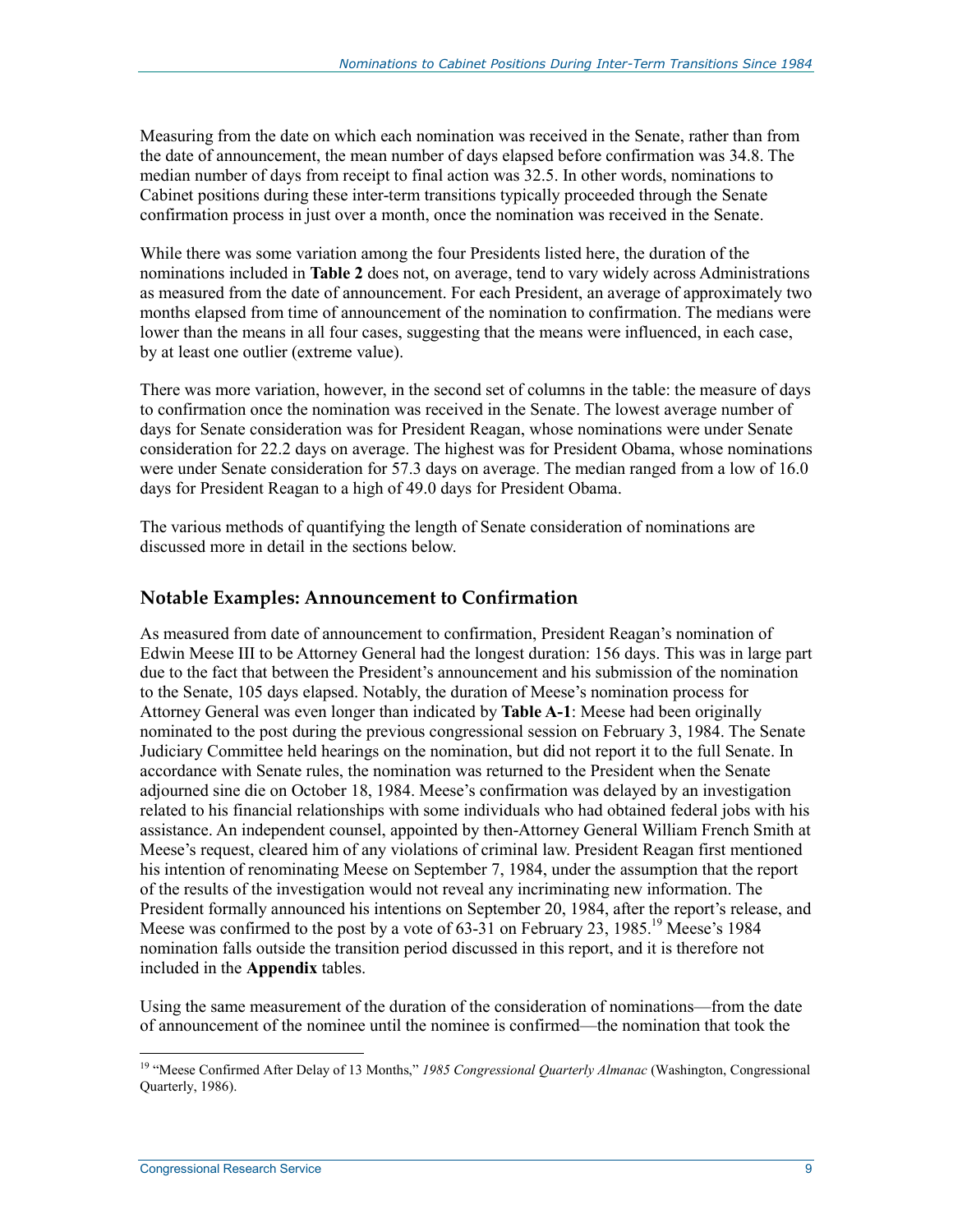Measuring from the date on which each nomination was received in the Senate, rather than from the date of announcement, the mean number of days elapsed before confirmation was 34.8. The median number of days from receipt to final action was 32.5. In other words, nominations to Cabinet positions during these inter-term transitions typically proceeded through the Senate confirmation process in just over a month, once the nomination was received in the Senate.

While there was some variation among the four Presidents listed here, the duration of the nominations included in **Table 2** does not, on average, tend to vary widely across Administrations as measured from the date of announcement. For each President, an average of approximately two months elapsed from time of announcement of the nomination to confirmation. The medians were lower than the means in all four cases, suggesting that the means were influenced, in each case, by at least one outlier (extreme value).

There was more variation, however, in the second set of columns in the table: the measure of days to confirmation once the nomination was received in the Senate. The lowest average number of days for Senate consideration was for President Reagan, whose nominations were under Senate consideration for 22.2 days on average. The highest was for President Obama, whose nominations were under Senate consideration for 57.3 days on average. The median ranged from a low of 16.0 days for President Reagan to a high of 49.0 days for President Obama.

The various methods of quantifying the length of Senate consideration of nominations are discussed more in detail in the sections below.

## Notable Examples: Announcement to Confirmation

As measured from date of announcement to confirmation, President Reagan's nomination of Edwin Meese III to be Attorney General had the longest duration: 156 days. This was in large part due to the fact that between the President's announcement and his submission of the nomination to the Senate, 105 days elapsed. Notably, the duration of Meese's nomination process for Attorney General was even longer than indicated by **Table A-1**: Meese had been originally nominated to the post during the previous congressional session on February 3, 1984. The Senate Judiciary Committee held hearings on the nomination, but did not report it to the full Senate. In accordance with Senate rules, the nomination was returned to the President when the Senate adjourned sine die on October 18, 1984. Meese's confirmation was delayed by an investigation related to his financial relationships with some individuals who had obtained federal jobs with his assistance. An independent counsel, appointed by then-Attorney General William French Smith at Meese's request, cleared him of any violations of criminal law. President Reagan first mentioned his intention of renominating Meese on September 7, 1984, under the assumption that the report of the results of the investigation would not reveal any incriminating new information. The President formally announced his intentions on September 20, 1984, after the report's release, and Meese was confirmed to the post by a vote of 63-31 on February 23, 1985.[19] Meese's 1984 nomination falls outside the transition period discussed in this report, and it is therefore not included in the **Appendix** tables.

Using the same measurement of the duration of the consideration of nominations—from the date of announcement of the nominee until the nominee is confirmed—the nomination that took the

[19] "Meese Confirmed After Delay of 13 Months," *1985 Congressional Quarterly Almanac* (Washington, Congressional Quarterly, 1986).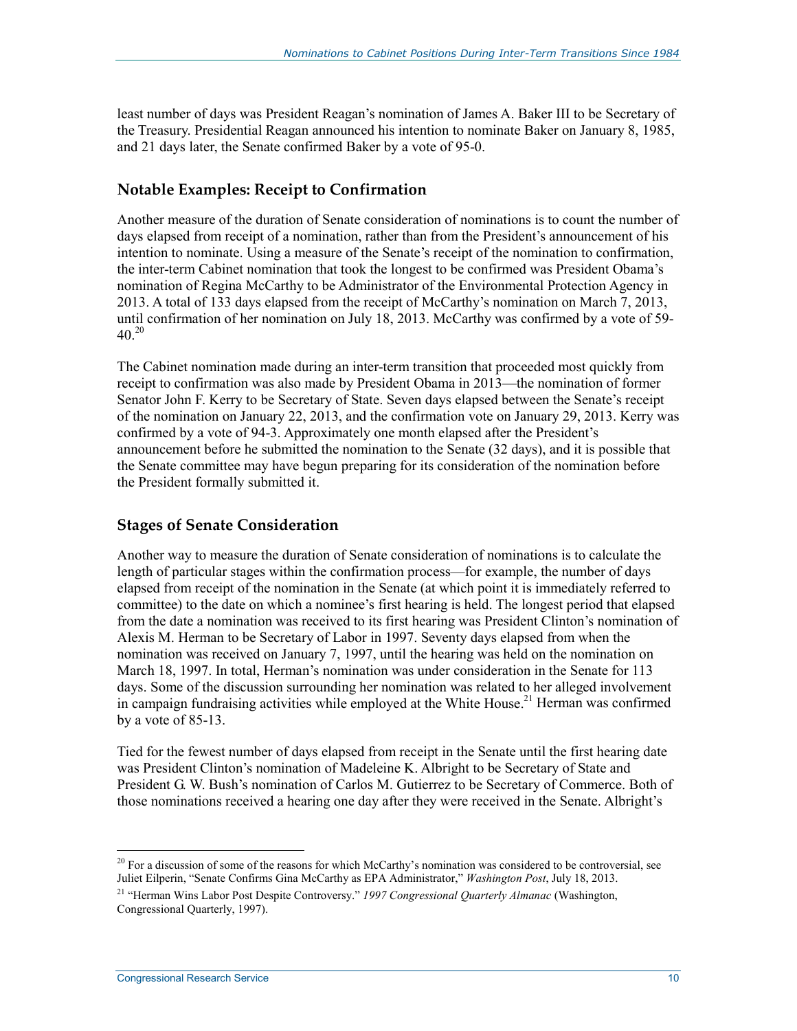least number of days was President Reagan's nomination of James A. Baker III to be Secretary of the Treasury. Presidential Reagan announced his intention to nominate Baker on January 8, 1985, and 21 days later, the Senate confirmed Baker by a vote of 95-0.

## Notable Examples: Receipt to Confirmation

Another measure of the duration of Senate consideration of nominations is to count the number of days elapsed from receipt of a nomination, rather than from the President's announcement of his intention to nominate. Using a measure of the Senate's receipt of the nomination to confirmation, the inter-term Cabinet nomination that took the longest to be confirmed was President Obama's nomination of Regina McCarthy to be Administrator of the Environmental Protection Agency in 2013. A total of 133 days elapsed from the receipt of McCarthy's nomination on March 7, 2013, until confirmation of her nomination on July 18, 2013. McCarthy was confirmed by a vote of 59-40.[20]

The Cabinet nomination made during an inter-term transition that proceeded most quickly from receipt to confirmation was also made by President Obama in 2013—the nomination of former Senator John F. Kerry to be Secretary of State. Seven days elapsed between the Senate's receipt of the nomination on January 22, 2013, and the confirmation vote on January 29, 2013. Kerry was confirmed by a vote of 94-3. Approximately one month elapsed after the President's announcement before he submitted the nomination to the Senate (32 days), and it is possible that the Senate committee may have begun preparing for its consideration of the nomination before the President formally submitted it.

## Stages of Senate Consideration

Another way to measure the duration of Senate consideration of nominations is to calculate the length of particular stages within the confirmation process—for example, the number of days elapsed from receipt of the nomination in the Senate (at which point it is immediately referred to committee) to the date on which a nominee's first hearing is held. The longest period that elapsed from the date a nomination was received to its first hearing was President Clinton's nomination of Alexis M. Herman to be Secretary of Labor in 1997. Seventy days elapsed from when the nomination was received on January 7, 1997, until the hearing was held on the nomination on March 18, 1997. In total, Herman's nomination was under consideration in the Senate for 113 days. Some of the discussion surrounding her nomination was related to her alleged involvement in campaign fundraising activities while employed at the White House.[21] Herman was confirmed by a vote of 85-13.

Tied for the fewest number of days elapsed from receipt in the Senate until the first hearing date was President Clinton's nomination of Madeleine K. Albright to be Secretary of State and President G. W. Bush's nomination of Carlos M. Gutierrez to be Secretary of Commerce. Both of those nominations received a hearing one day after they were received in the Senate. Albright's

---

[20] For a discussion of some of the reasons for which McCarthy's nomination was considered to be controversial, see Juliet Eilperin, "Senate Confirms Gina McCarthy as EPA Administrator," *Washington Post*, July 18, 2013.

[21] "Herman Wins Labor Post Despite Controversy." *1997 Congressional Quarterly Almanac* (Washington, Congressional Quarterly, 1997).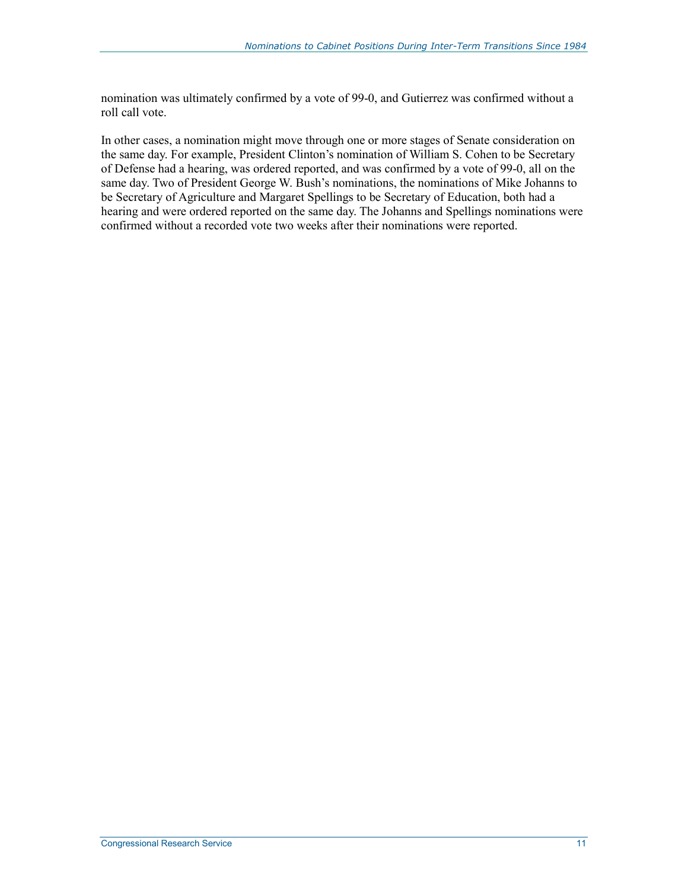nomination was ultimately confirmed by a vote of 99-0, and Gutierrez was confirmed without a roll call vote.

In other cases, a nomination might move through one or more stages of Senate consideration on the same day. For example, President Clinton's nomination of William S. Cohen to be Secretary of Defense had a hearing, was ordered reported, and was confirmed by a vote of 99-0, all on the same day. Two of President George W. Bush's nominations, the nominations of Mike Johanns to be Secretary of Agriculture and Margaret Spellings to be Secretary of Education, both had a hearing and were ordered reported on the same day. The Johanns and Spellings nominations were confirmed without a recorded vote two weeks after their nominations were reported.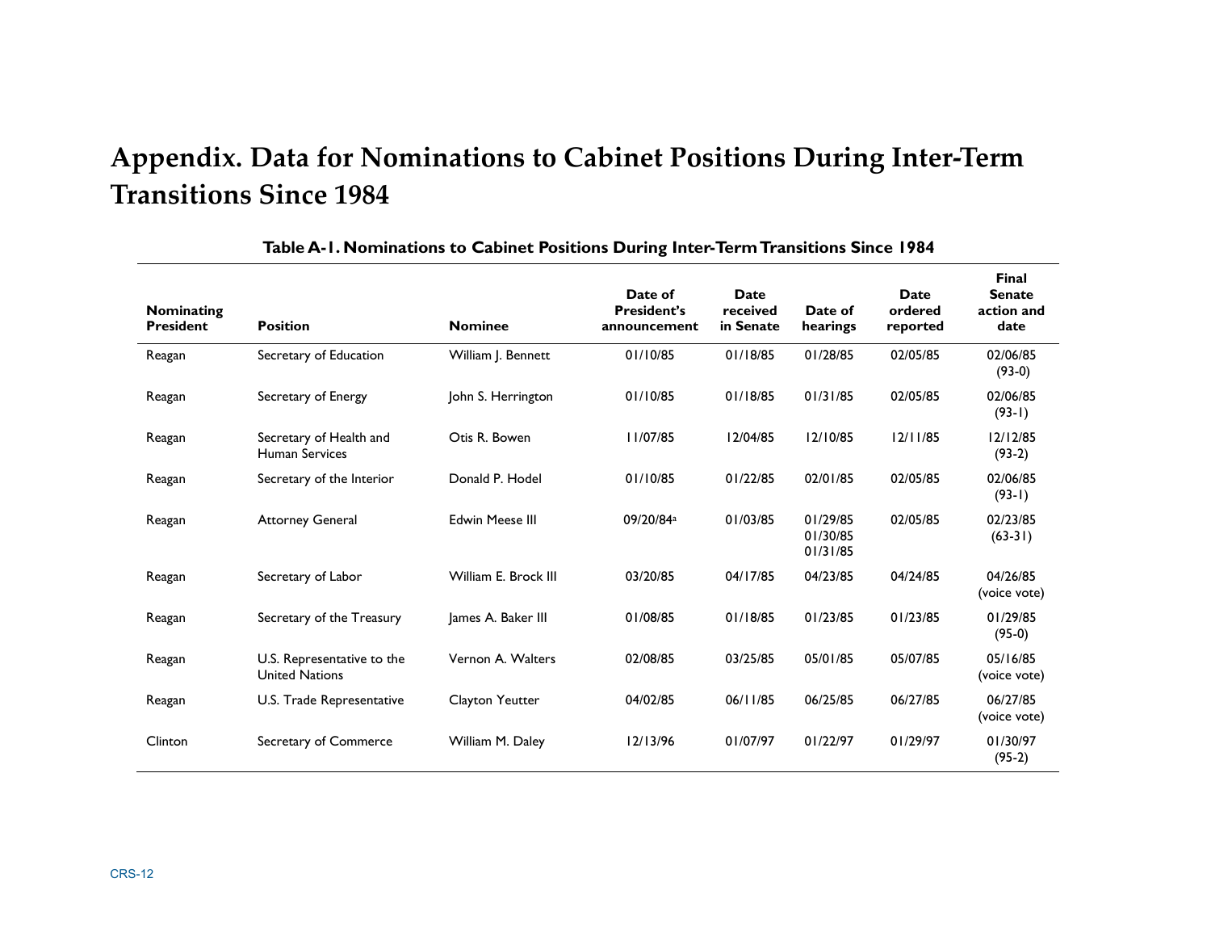# Appendix. Data for Nominations to Cabinet Positions During Inter-Term Transitions Since 1984

**Table A-1. Nominations to Cabinet Positions During Inter-Term Transitions Since 1984**

| Nominating President | Position | Nominee | Date of President's announcement | Date received in Senate | Date of hearings | Date ordered reported | Final Senate action and date |
|---|---|---|---|---|---|---|---|
| Reagan | Secretary of Education | William J. Bennett | 01/10/85 | 01/18/85 | 01/28/85 | 02/05/85 | 02/06/85 (93-0) |
| Reagan | Secretary of Energy | John S. Herrington | 01/10/85 | 01/18/85 | 01/31/85 | 02/05/85 | 02/06/85 (93-1) |
| Reagan | Secretary of Health and Human Services | Otis R. Bowen | 11/07/85 | 12/04/85 | 12/10/85 | 12/11/85 | 12/12/85 (93-2) |
| Reagan | Secretary of the Interior | Donald P. Hodel | 01/10/85 | 01/22/85 | 02/01/85 | 02/05/85 | 02/06/85 (93-1) |
| Reagan | Attorney General | Edwin Meese III | 09/20/84[a] | 01/03/85 | 01/29/85 01/30/85 01/31/85 | 02/05/85 | 02/23/85 (63-31) |
| Reagan | Secretary of Labor | William E. Brock III | 03/20/85 | 04/17/85 | 04/23/85 | 04/24/85 | 04/26/85 (voice vote) |
| Reagan | Secretary of the Treasury | James A. Baker III | 01/08/85 | 01/18/85 | 01/23/85 | 01/23/85 | 01/29/85 (95-0) |
| Reagan | U.S. Representative to the United Nations | Vernon A. Walters | 02/08/85 | 03/25/85 | 05/01/85 | 05/07/85 | 05/16/85 (voice vote) |
| Reagan | U.S. Trade Representative | Clayton Yeutter | 04/02/85 | 06/11/85 | 06/25/85 | 06/27/85 | 06/27/85 (voice vote) |
| Clinton | Secretary of Commerce | William M. Daley | 12/13/96 | 01/07/97 | 01/22/97 | 01/29/97 | 01/30/97 (95-2) |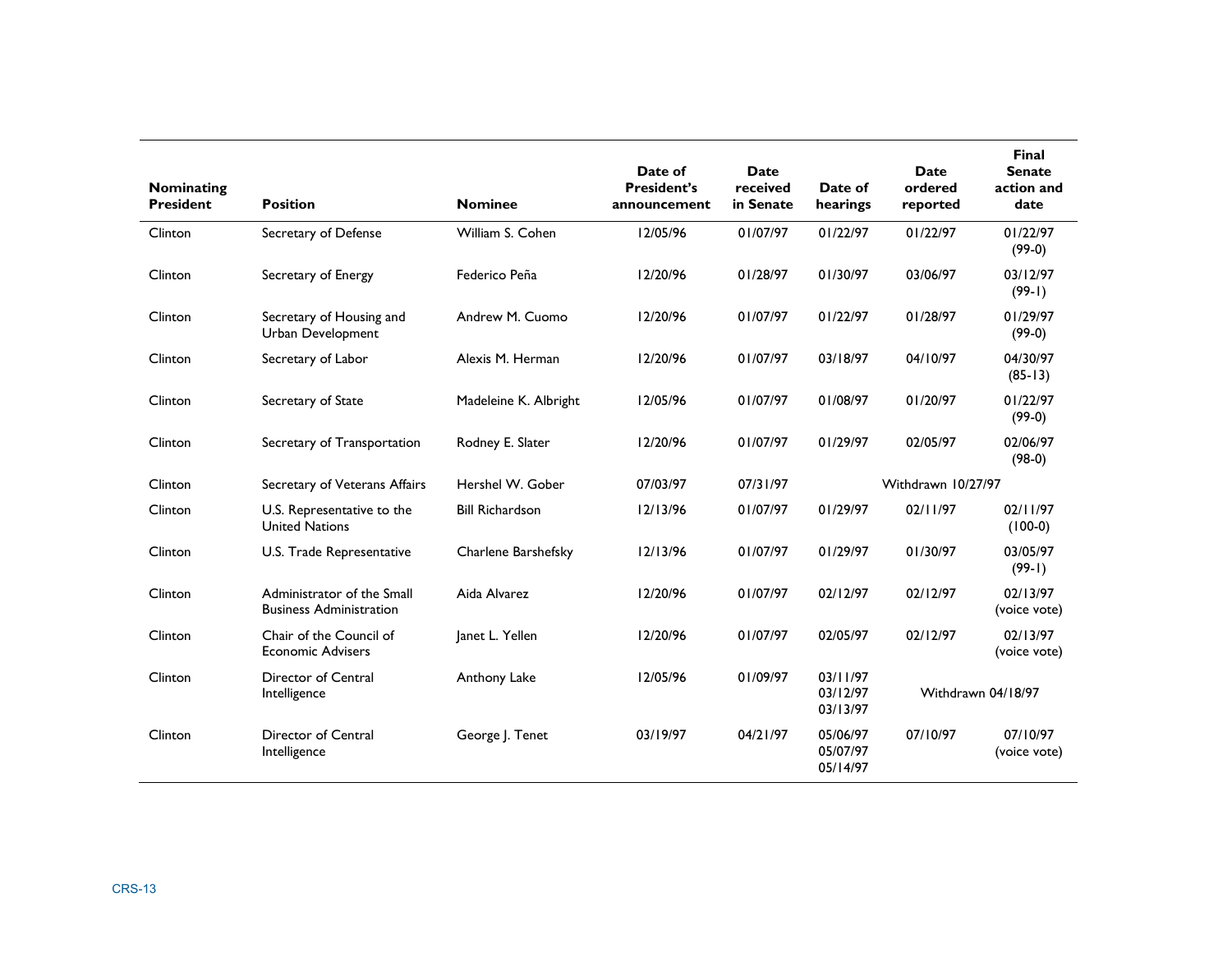| Nominating President | Position | Nominee | Date of President's announcement | Date received in Senate | Date of hearings | Date ordered reported | Final Senate action and date |
|---|---|---|---|---|---|---|---|
| Clinton | Secretary of Defense | William S. Cohen | 12/05/96 | 01/07/97 | 01/22/97 | 01/22/97 | 01/22/97 (99-0) |
| Clinton | Secretary of Energy | Federico Peña | 12/20/96 | 01/28/97 | 01/30/97 | 03/06/97 | 03/12/97 (99-1) |
| Clinton | Secretary of Housing and Urban Development | Andrew M. Cuomo | 12/20/96 | 01/07/97 | 01/22/97 | 01/28/97 | 01/29/97 (99-0) |
| Clinton | Secretary of Labor | Alexis M. Herman | 12/20/96 | 01/07/97 | 03/18/97 | 04/10/97 | 04/30/97 (85-13) |
| Clinton | Secretary of State | Madeleine K. Albright | 12/05/96 | 01/07/97 | 01/08/97 | 01/20/97 | 01/22/97 (99-0) |
| Clinton | Secretary of Transportation | Rodney E. Slater | 12/20/96 | 01/07/97 | 01/29/97 | 02/05/97 | 02/06/97 (98-0) |
| Clinton | Secretary of Veterans Affairs | Hershel W. Gober | 07/03/97 | 07/31/97 | Withdrawn 10/27/97 | | |
| Clinton | U.S. Representative to the United Nations | Bill Richardson | 12/13/96 | 01/07/97 | 01/29/97 | 02/11/97 | 02/11/97 (100-0) |
| Clinton | U.S. Trade Representative | Charlene Barshefsky | 12/13/96 | 01/07/97 | 01/29/97 | 01/30/97 | 03/05/97 (99-1) |
| Clinton | Administrator of the Small Business Administration | Aida Alvarez | 12/20/96 | 01/07/97 | 02/12/97 | 02/12/97 | 02/13/97 (voice vote) |
| Clinton | Chair of the Council of Economic Advisers | Janet L. Yellen | 12/20/96 | 01/07/97 | 02/05/97 | 02/12/97 | 02/13/97 (voice vote) |
| Clinton | Director of Central Intelligence | Anthony Lake | 12/05/96 | 01/09/97 | 03/11/97 03/12/97 03/13/97 | Withdrawn 04/18/97 | |
| Clinton | Director of Central Intelligence | George J. Tenet | 03/19/97 | 04/21/97 | 05/06/97 05/07/97 05/14/97 | 07/10/97 | 07/10/97 (voice vote) |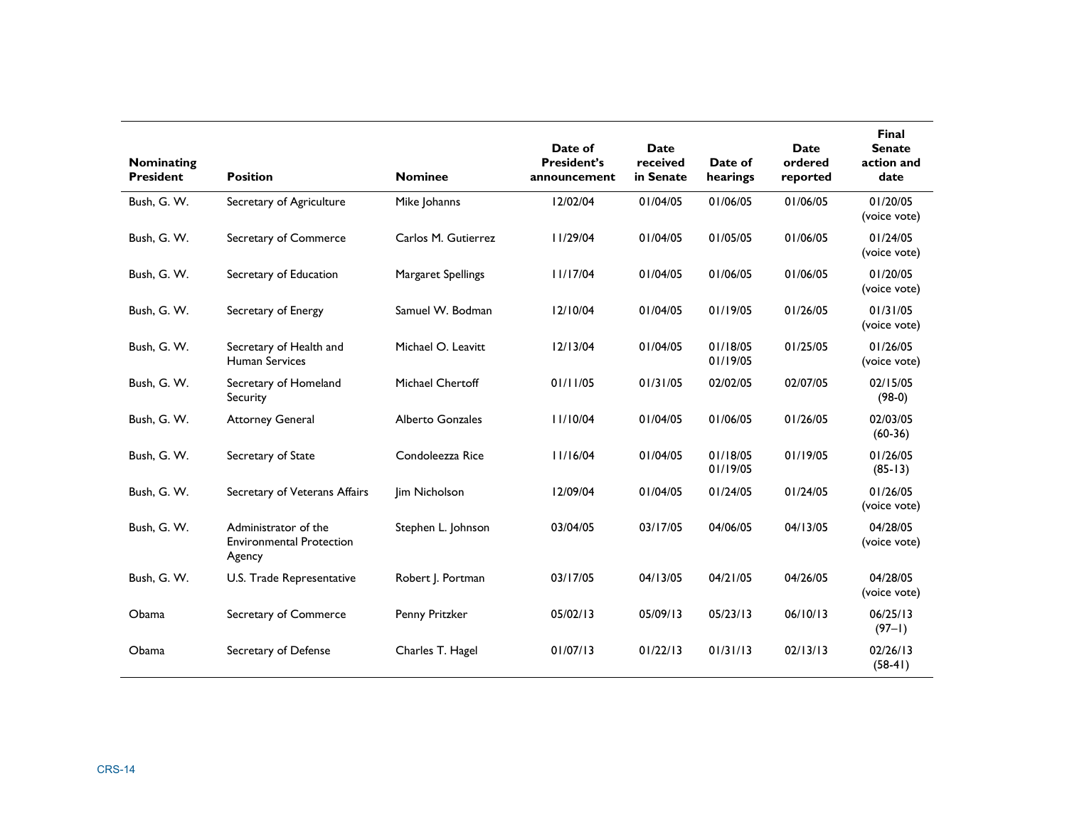| Nominating President | Position | Nominee | Date of President's announcement | Date received in Senate | Date of hearings | Date ordered reported | Final Senate action and date |
|---|---|---|---|---|---|---|---|
| Bush, G. W. | Secretary of Agriculture | Mike Johanns | 12/02/04 | 01/04/05 | 01/06/05 | 01/06/05 | 01/20/05 (voice vote) |
| Bush, G. W. | Secretary of Commerce | Carlos M. Gutierrez | 11/29/04 | 01/04/05 | 01/05/05 | 01/06/05 | 01/24/05 (voice vote) |
| Bush, G. W. | Secretary of Education | Margaret Spellings | 11/17/04 | 01/04/05 | 01/06/05 | 01/06/05 | 01/20/05 (voice vote) |
| Bush, G. W. | Secretary of Energy | Samuel W. Bodman | 12/10/04 | 01/04/05 | 01/19/05 | 01/26/05 | 01/31/05 (voice vote) |
| Bush, G. W. | Secretary of Health and Human Services | Michael O. Leavitt | 12/13/04 | 01/04/05 | 01/18/05 01/19/05 | 01/25/05 | 01/26/05 (voice vote) |
| Bush, G. W. | Secretary of Homeland Security | Michael Chertoff | 01/11/05 | 01/31/05 | 02/02/05 | 02/07/05 | 02/15/05 (98-0) |
| Bush, G. W. | Attorney General | Alberto Gonzales | 11/10/04 | 01/04/05 | 01/06/05 | 01/26/05 | 02/03/05 (60-36) |
| Bush, G. W. | Secretary of State | Condoleezza Rice | 11/16/04 | 01/04/05 | 01/18/05 01/19/05 | 01/19/05 | 01/26/05 (85-13) |
| Bush, G. W. | Secretary of Veterans Affairs | Jim Nicholson | 12/09/04 | 01/04/05 | 01/24/05 | 01/24/05 | 01/26/05 (voice vote) |
| Bush, G. W. | Administrator of the Environmental Protection Agency | Stephen L. Johnson | 03/04/05 | 03/17/05 | 04/06/05 | 04/13/05 | 04/28/05 (voice vote) |
| Bush, G. W. | U.S. Trade Representative | Robert J. Portman | 03/17/05 | 04/13/05 | 04/21/05 | 04/26/05 | 04/28/05 (voice vote) |
| Obama | Secretary of Commerce | Penny Pritzker | 05/02/13 | 05/09/13 | 05/23/13 | 06/10/13 | 06/25/13 (97–1) |
| Obama | Secretary of Defense | Charles T. Hagel | 01/07/13 | 01/22/13 | 01/31/13 | 02/13/13 | 02/26/13 (58-41) |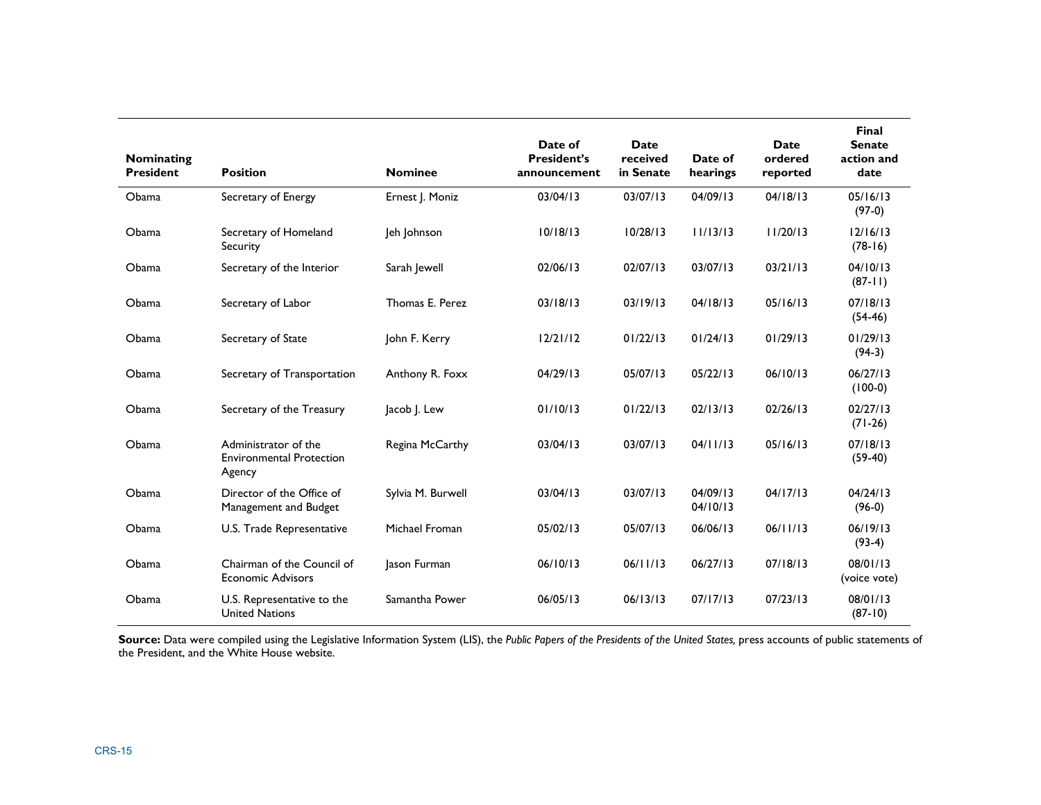| Nominating President | Position | Nominee | Date of President's announcement | Date received in Senate | Date of hearings | Date ordered reported | Final Senate action and date |
|---|---|---|---|---|---|---|---|
| Obama | Secretary of Energy | Ernest J. Moniz | 03/04/13 | 03/07/13 | 04/09/13 | 04/18/13 | 05/16/13 (97-0) |
| Obama | Secretary of Homeland Security | Jeh Johnson | 10/18/13 | 10/28/13 | 11/13/13 | 11/20/13 | 12/16/13 (78-16) |
| Obama | Secretary of the Interior | Sarah Jewell | 02/06/13 | 02/07/13 | 03/07/13 | 03/21/13 | 04/10/13 (87-11) |
| Obama | Secretary of Labor | Thomas E. Perez | 03/18/13 | 03/19/13 | 04/18/13 | 05/16/13 | 07/18/13 (54-46) |
| Obama | Secretary of State | John F. Kerry | 12/21/12 | 01/22/13 | 01/24/13 | 01/29/13 | 01/29/13 (94-3) |
| Obama | Secretary of Transportation | Anthony R. Foxx | 04/29/13 | 05/07/13 | 05/22/13 | 06/10/13 | 06/27/13 (100-0) |
| Obama | Secretary of the Treasury | Jacob J. Lew | 01/10/13 | 01/22/13 | 02/13/13 | 02/26/13 | 02/27/13 (71-26) |
| Obama | Administrator of the Environmental Protection Agency | Regina McCarthy | 03/04/13 | 03/07/13 | 04/11/13 | 05/16/13 | 07/18/13 (59-40) |
| Obama | Director of the Office of Management and Budget | Sylvia M. Burwell | 03/04/13 | 03/07/13 | 04/09/13 04/10/13 | 04/17/13 | 04/24/13 (96-0) |
| Obama | U.S. Trade Representative | Michael Froman | 05/02/13 | 05/07/13 | 06/06/13 | 06/11/13 | 06/19/13 (93-4) |
| Obama | Chairman of the Council of Economic Advisors | Jason Furman | 06/10/13 | 06/11/13 | 06/27/13 | 07/18/13 | 08/01/13 (voice vote) |
| Obama | U.S. Representative to the United Nations | Samantha Power | 06/05/13 | 06/13/13 | 07/17/13 | 07/23/13 | 08/01/13 (87-10) |

**Source:** Data were compiled using the Legislative Information System (LIS), the *Public Papers of the Presidents of the United States,* press accounts of public statements of the President, and the White House website.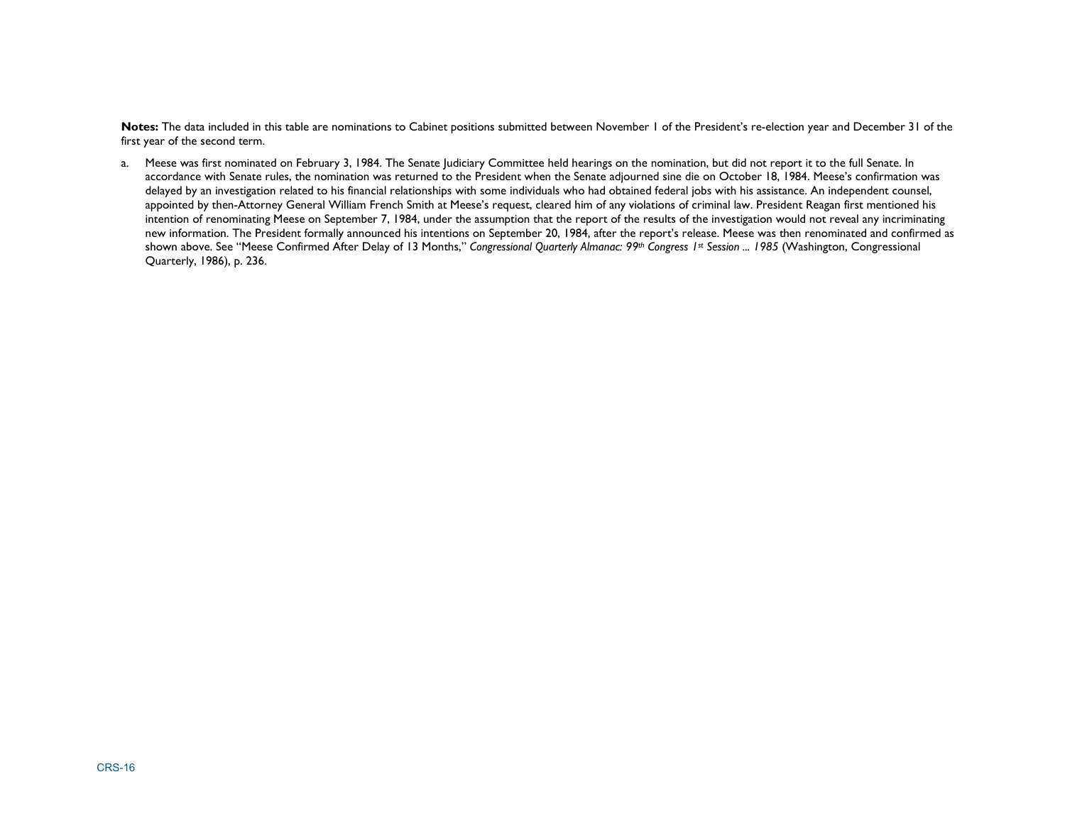**Notes:** The data included in this table are nominations to Cabinet positions submitted between November 1 of the President's re-election year and December 31 of the first year of the second term.

a. Meese was first nominated on February 3, 1984. The Senate Judiciary Committee held hearings on the nomination, but did not report it to the full Senate. In accordance with Senate rules, the nomination was returned to the President when the Senate adjourned sine die on October 18, 1984. Meese's confirmation was delayed by an investigation related to his financial relationships with some individuals who had obtained federal jobs with his assistance. An independent counsel, appointed by then-Attorney General William French Smith at Meese's request, cleared him of any violations of criminal law. President Reagan first mentioned his intention of renominating Meese on September 7, 1984, under the assumption that the report of the results of the investigation would not reveal any incriminating new information. The President formally announced his intentions on September 20, 1984, after the report's release. Meese was then renominated and confirmed as shown above. See "Meese Confirmed After Delay of 13 Months," *Congressional Quarterly Almanac: 99th Congress 1st Session ... 1985* (Washington, Congressional Quarterly, 1986), p. 236.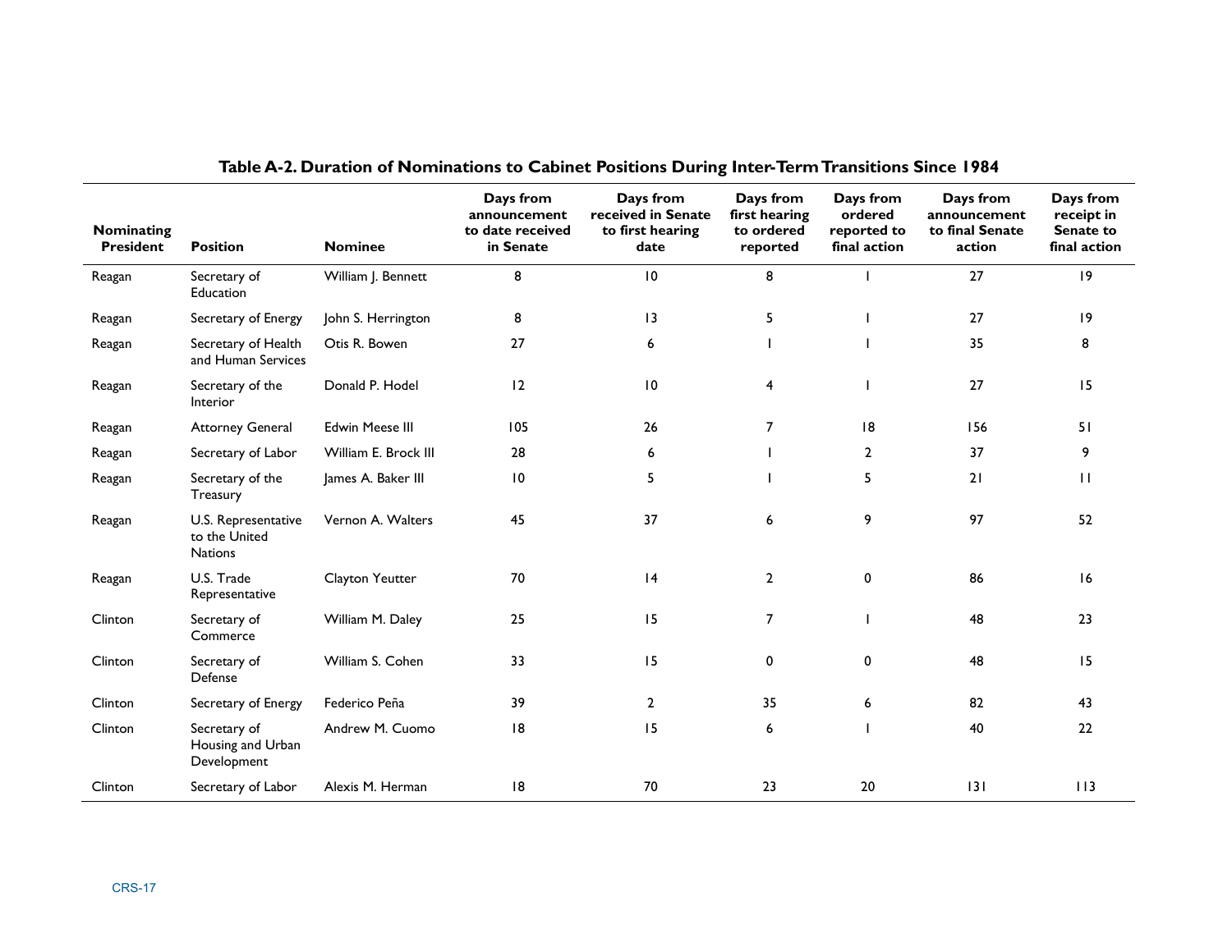**Table A-2. Duration of Nominations to Cabinet Positions During Inter-Term Transitions Since 1984**

| Nominating President | Position | Nominee | Days from announcement to date received in Senate | Days from received in Senate to first hearing date | Days from first hearing to ordered reported | Days from ordered reported to final action | Days from announcement to final Senate action | Days from receipt in Senate to final action |
|---|---|---|---|---|---|---|---|---|
| Reagan | Secretary of Education | William J. Bennett | 8 | 10 | 8 | 1 | 27 | 19 |
| Reagan | Secretary of Energy | John S. Herrington | 8 | 13 | 5 | 1 | 27 | 19 |
| Reagan | Secretary of Health and Human Services | Otis R. Bowen | 27 | 6 | 1 | 1 | 35 | 8 |
| Reagan | Secretary of the Interior | Donald P. Hodel | 12 | 10 | 4 | 1 | 27 | 15 |
| Reagan | Attorney General | Edwin Meese III | 105 | 26 | 7 | 18 | 156 | 51 |
| Reagan | Secretary of Labor | William E. Brock III | 28 | 6 | 1 | 2 | 37 | 9 |
| Reagan | Secretary of the Treasury | James A. Baker III | 10 | 5 | 1 | 5 | 21 | 11 |
| Reagan | U.S. Representative to the United Nations | Vernon A. Walters | 45 | 37 | 6 | 9 | 97 | 52 |
| Reagan | U.S. Trade Representative | Clayton Yeutter | 70 | 14 | 2 | 0 | 86 | 16 |
| Clinton | Secretary of Commerce | William M. Daley | 25 | 15 | 7 | 1 | 48 | 23 |
| Clinton | Secretary of Defense | William S. Cohen | 33 | 15 | 0 | 0 | 48 | 15 |
| Clinton | Secretary of Energy | Federico Peña | 39 | 2 | 35 | 6 | 82 | 43 |
| Clinton | Secretary of Housing and Urban Development | Andrew M. Cuomo | 18 | 15 | 6 | 1 | 40 | 22 |
| Clinton | Secretary of Labor | Alexis M. Herman | 18 | 70 | 23 | 20 | 131 | 113 |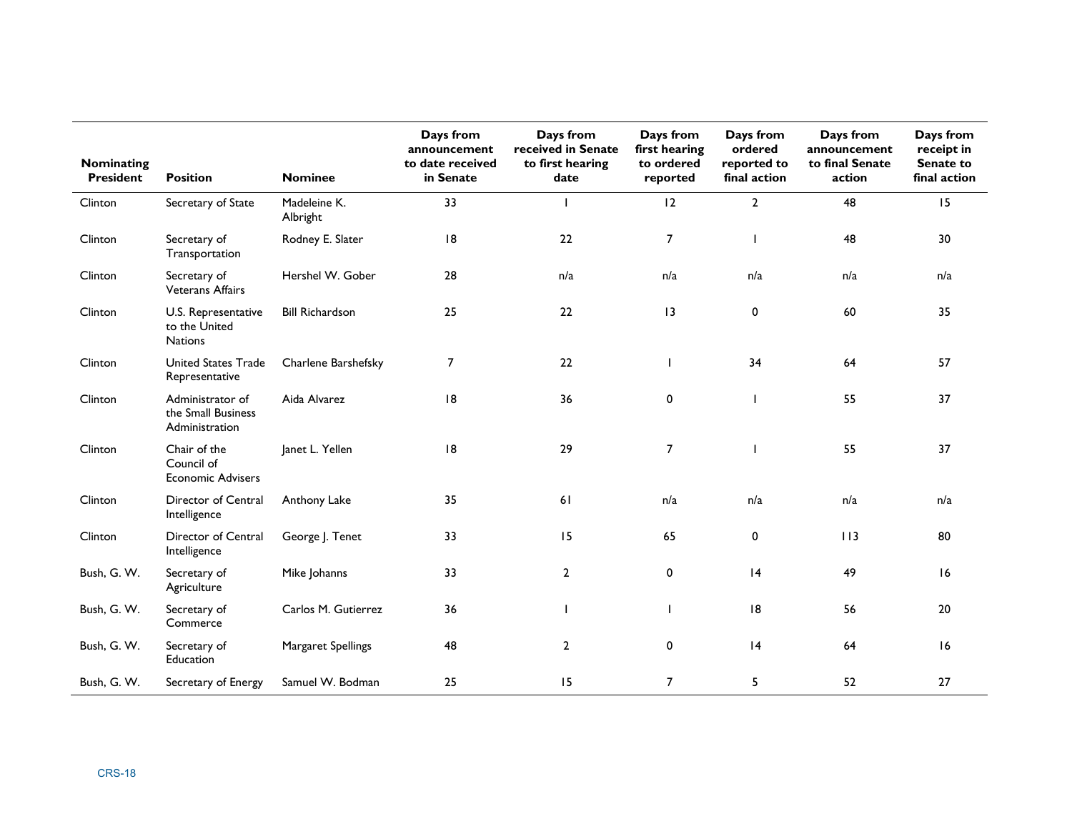| Nominating President | Position | Nominee | Days from announcement to date received in Senate | Days from received in Senate to first hearing date | Days from first hearing to ordered reported | Days from ordered reported to final action | Days from announcement to final Senate action | Days from receipt in Senate to final action |
|---|---|---|---|---|---|---|---|---|
| Clinton | Secretary of State | Madeleine K. Albright | 33 | 1 | 12 | 2 | 48 | 15 |
| Clinton | Secretary of Transportation | Rodney E. Slater | 18 | 22 | 7 | 1 | 48 | 30 |
| Clinton | Secretary of Veterans Affairs | Hershel W. Gober | 28 | n/a | n/a | n/a | n/a | n/a |
| Clinton | U.S. Representative to the United Nations | Bill Richardson | 25 | 22 | 13 | 0 | 60 | 35 |
| Clinton | United States Trade Representative | Charlene Barshefsky | 7 | 22 | 1 | 34 | 64 | 57 |
| Clinton | Administrator of the Small Business Administration | Aida Alvarez | 18 | 36 | 0 | 1 | 55 | 37 |
| Clinton | Chair of the Council of Economic Advisers | Janet L. Yellen | 18 | 29 | 7 | 1 | 55 | 37 |
| Clinton | Director of Central Intelligence | Anthony Lake | 35 | 61 | n/a | n/a | n/a | n/a |
| Clinton | Director of Central Intelligence | George J. Tenet | 33 | 15 | 65 | 0 | 113 | 80 |
| Bush, G. W. | Secretary of Agriculture | Mike Johanns | 33 | 2 | 0 | 14 | 49 | 16 |
| Bush, G. W. | Secretary of Commerce | Carlos M. Gutierrez | 36 | 1 | 1 | 18 | 56 | 20 |
| Bush, G. W. | Secretary of Education | Margaret Spellings | 48 | 2 | 0 | 14 | 64 | 16 |
| Bush, G. W. | Secretary of Energy | Samuel W. Bodman | 25 | 15 | 7 | 5 | 52 | 27 |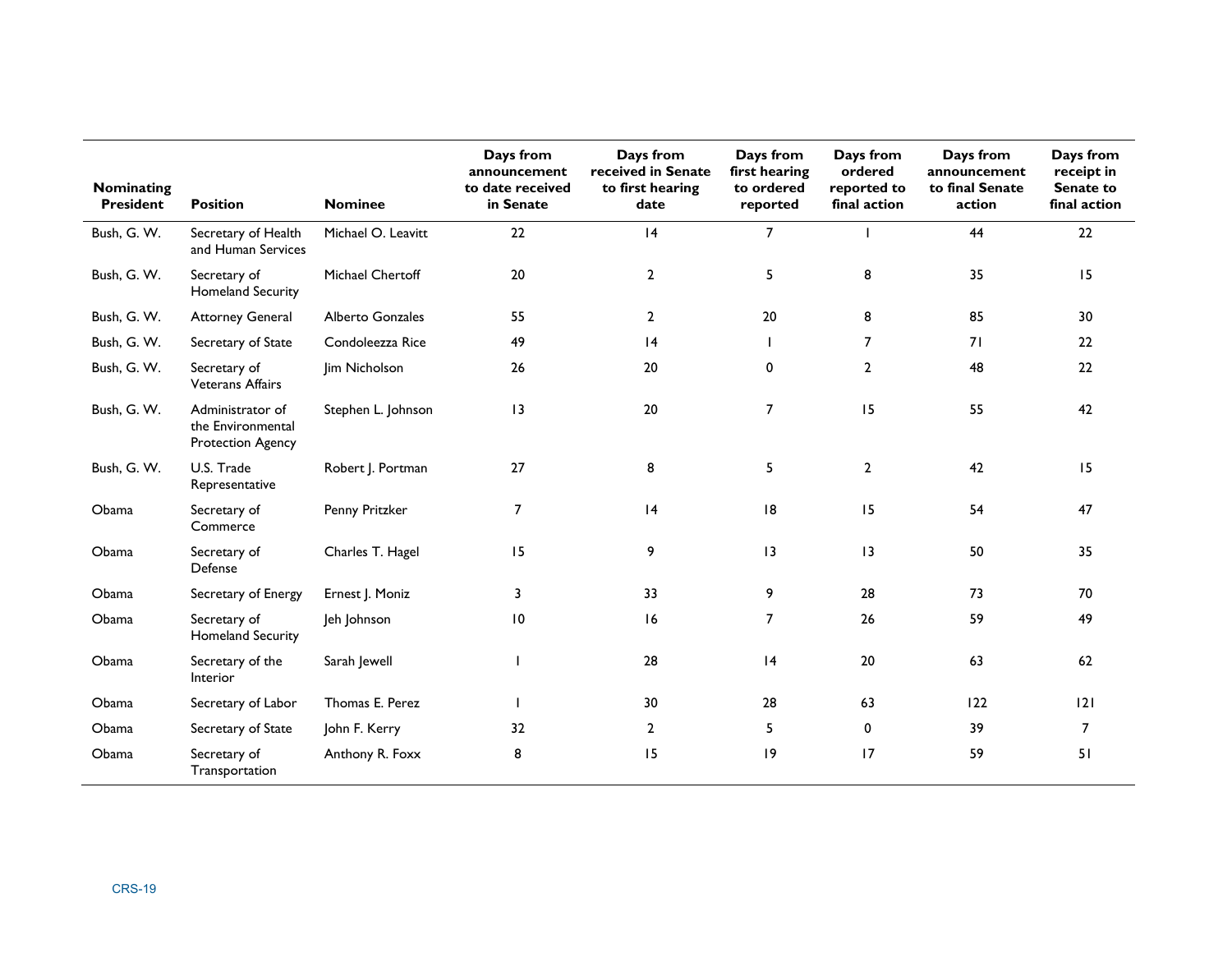| Nominating President | Position | Nominee | Days from announcement to date received in Senate | Days from received in Senate to first hearing date | Days from first hearing to ordered reported | Days from ordered reported to final action | Days from announcement to final Senate action | Days from receipt in Senate to final action |
|---|---|---|---|---|---|---|---|---|
| Bush, G. W. | Secretary of Health and Human Services | Michael O. Leavitt | 22 | 14 | 7 | 1 | 44 | 22 |
| Bush, G. W. | Secretary of Homeland Security | Michael Chertoff | 20 | 2 | 5 | 8 | 35 | 15 |
| Bush, G. W. | Attorney General | Alberto Gonzales | 55 | 2 | 20 | 8 | 85 | 30 |
| Bush, G. W. | Secretary of State | Condoleezza Rice | 49 | 14 | 1 | 7 | 71 | 22 |
| Bush, G. W. | Secretary of Veterans Affairs | Jim Nicholson | 26 | 20 | 0 | 2 | 48 | 22 |
| Bush, G. W. | Administrator of the Environmental Protection Agency | Stephen L. Johnson | 13 | 20 | 7 | 15 | 55 | 42 |
| Bush, G. W. | U.S. Trade Representative | Robert J. Portman | 27 | 8 | 5 | 2 | 42 | 15 |
| Obama | Secretary of Commerce | Penny Pritzker | 7 | 14 | 18 | 15 | 54 | 47 |
| Obama | Secretary of Defense | Charles T. Hagel | 15 | 9 | 13 | 13 | 50 | 35 |
| Obama | Secretary of Energy | Ernest J. Moniz | 3 | 33 | 9 | 28 | 73 | 70 |
| Obama | Secretary of Homeland Security | Jeh Johnson | 10 | 16 | 7 | 26 | 59 | 49 |
| Obama | Secretary of the Interior | Sarah Jewell | 1 | 28 | 14 | 20 | 63 | 62 |
| Obama | Secretary of Labor | Thomas E. Perez | 1 | 30 | 28 | 63 | 122 | 121 |
| Obama | Secretary of State | John F. Kerry | 32 | 2 | 5 | 0 | 39 | 7 |
| Obama | Secretary of Transportation | Anthony R. Foxx | 8 | 15 | 19 | 17 | 59 | 51 |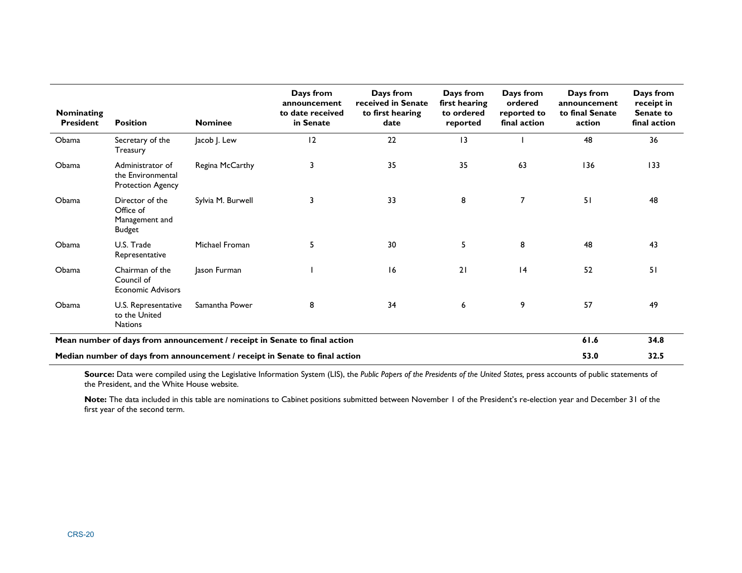| Nominating President | Position | Nominee | Days from announcement to date received in Senate | Days from received in Senate to first hearing date | Days from first hearing to ordered reported | Days from ordered reported to final action | Days from announcement to final Senate action | Days from receipt in Senate to final action |
|---|---|---|---|---|---|---|---|---|
| Obama | Secretary of the Treasury | Jacob J. Lew | 12 | 22 | 13 | 1 | 48 | 36 |
| Obama | Administrator of the Environmental Protection Agency | Regina McCarthy | 3 | 35 | 35 | 63 | 136 | 133 |
| Obama | Director of the Office of Management and Budget | Sylvia M. Burwell | 3 | 33 | 8 | 7 | 51 | 48 |
| Obama | U.S. Trade Representative | Michael Froman | 5 | 30 | 5 | 8 | 48 | 43 |
| Obama | Chairman of the Council of Economic Advisors | Jason Furman | 1 | 16 | 21 | 14 | 52 | 51 |
| Obama | U.S. Representative to the United Nations | Samantha Power | 8 | 34 | 6 | 9 | 57 | 49 |
| **Mean number of days from announcement / receipt in Senate to final action** | | | | | | | **61.6** | **34.8** |
| **Median number of days from announcement / receipt in Senate to final action** | | | | | | | **53.0** | **32.5** |

**Source:** Data were compiled using the Legislative Information System (LIS), the *Public Papers of the Presidents of the United States,* press accounts of public statements of the President, and the White House website.

**Note:** The data included in this table are nominations to Cabinet positions submitted between November 1 of the President's re-election year and December 31 of the first year of the second term.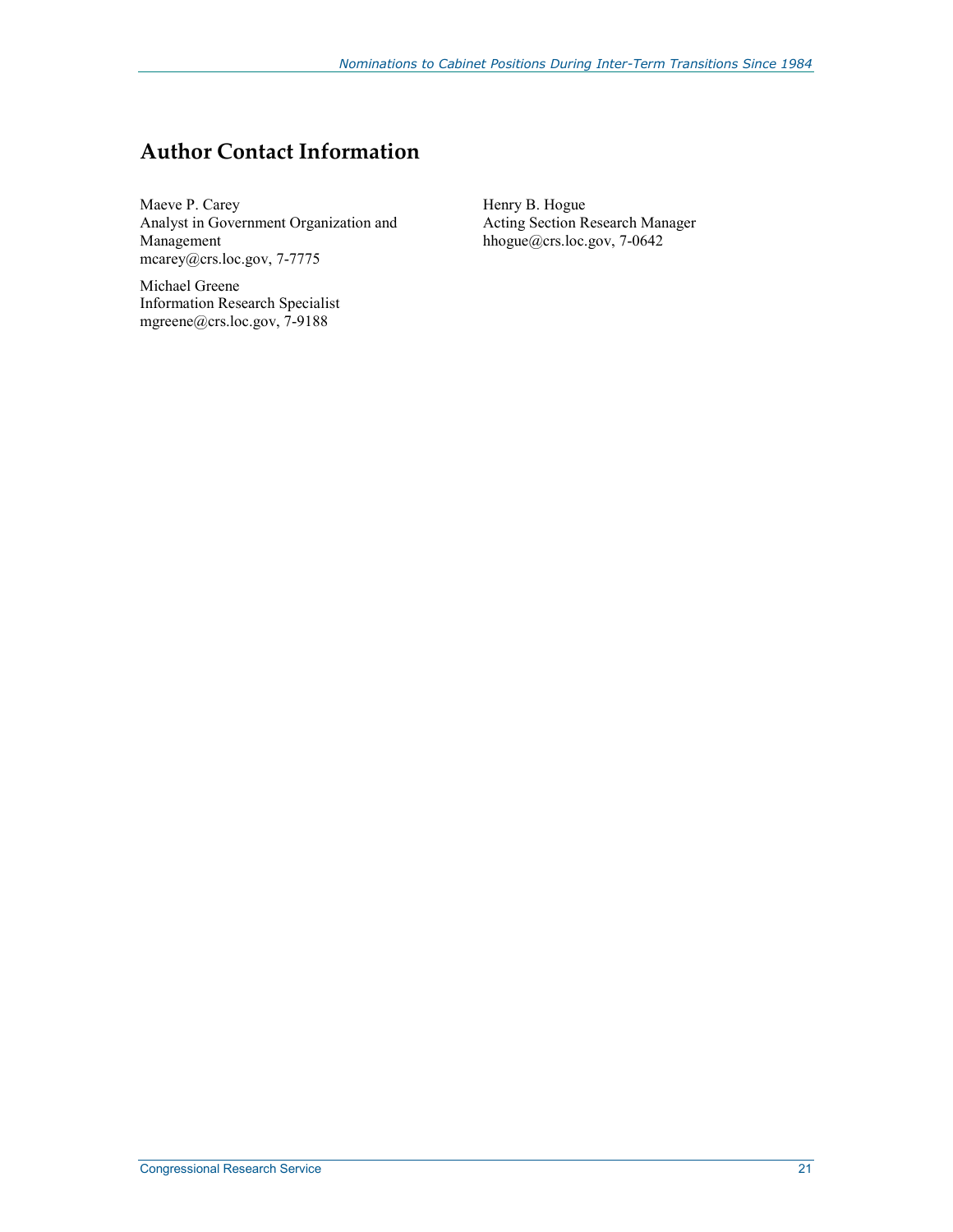## Author Contact Information

Maeve P. Carey
Analyst in Government Organization and Management
mcarey@crs.loc.gov, 7-7775

Michael Greene
Information Research Specialist
mgreene@crs.loc.gov, 7-9188

Henry B. Hogue
Acting Section Research Manager
hhogue@crs.loc.gov, 7-0642